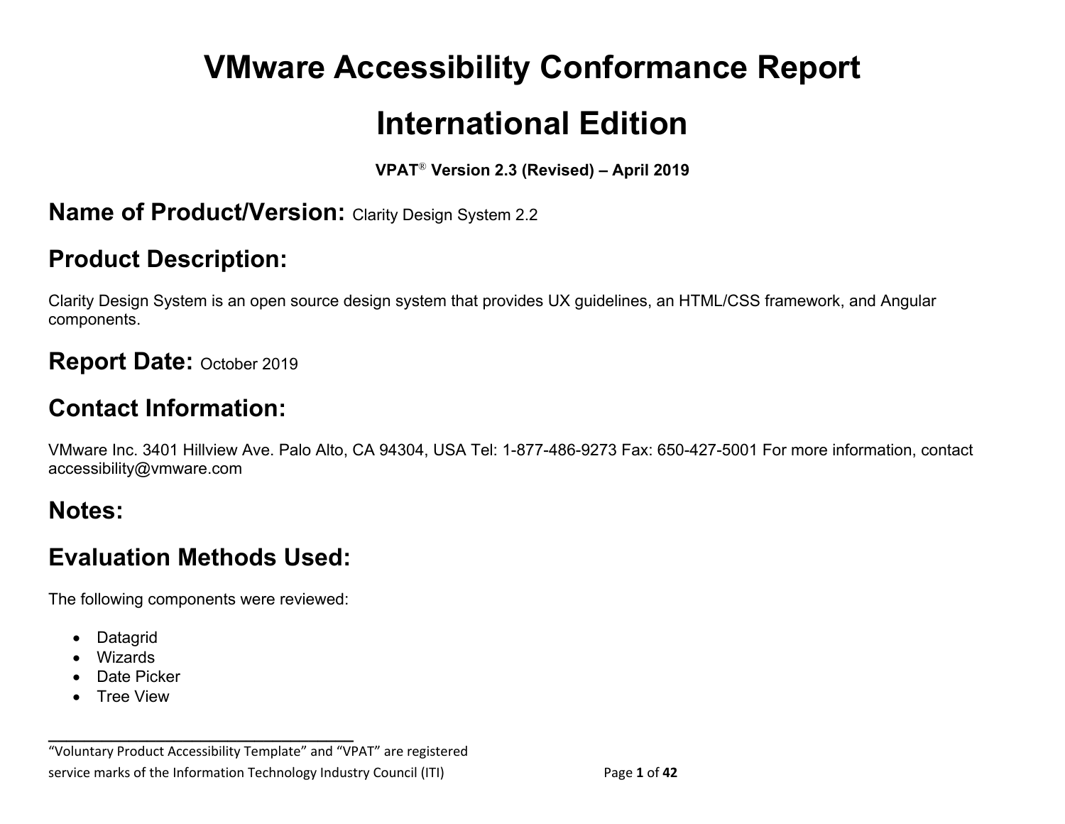# VMware Accessibility Conformance Report

# International Edition

**VPAT® Version 2.3 (Revised) – April 2019**

## Name of Product/Version: Clarity Design System 2.2

## Product Description:

Clarity Design System is an open source design system that provides UX guidelines, an HTML/CSS framework, and Angular components.

## Report Date: October 2019

## Contact Information:

VMware Inc. 3401 Hillview Ave. Palo Alto, CA 94304, USA Tel: 1-877-486-9273 Fax: 650-427-5001 For more information, contact accessibility@vmware.com

## Notes:

## Evaluation Methods Used:

The following components were reviewed:

- Datagrid
- Wizards
- Date Picker
- Tree View

---

"Voluntary Product Accessibility Template" and "VPAT" are registered service marks of the Information Technology Industry Council (ITI)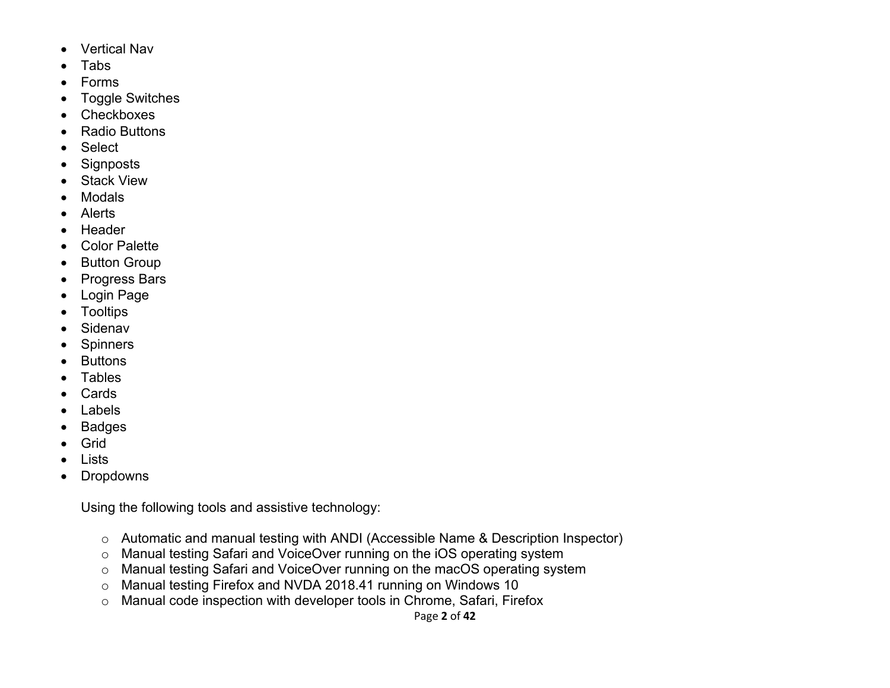- Vertical Nav
- Tabs
- Forms
- Toggle Switches
- Checkboxes
- Radio Buttons
- Select
- Signposts
- Stack View
- Modals
- Alerts
- Header
- Color Palette
- Button Group
- Progress Bars
- Login Page
- Tooltips
- Sidenav
- Spinners
- Buttons
- Tables
- Cards
- Labels
- Badges
- Grid
- Lists
- Dropdowns

Using the following tools and assistive technology:

- Automatic and manual testing with ANDI (Accessible Name & Description Inspector)
- Manual testing Safari and VoiceOver running on the iOS operating system
- Manual testing Safari and VoiceOver running on the macOS operating system
- Manual testing Firefox and NVDA 2018.41 running on Windows 10
- Manual code inspection with developer tools in Chrome, Safari, Firefox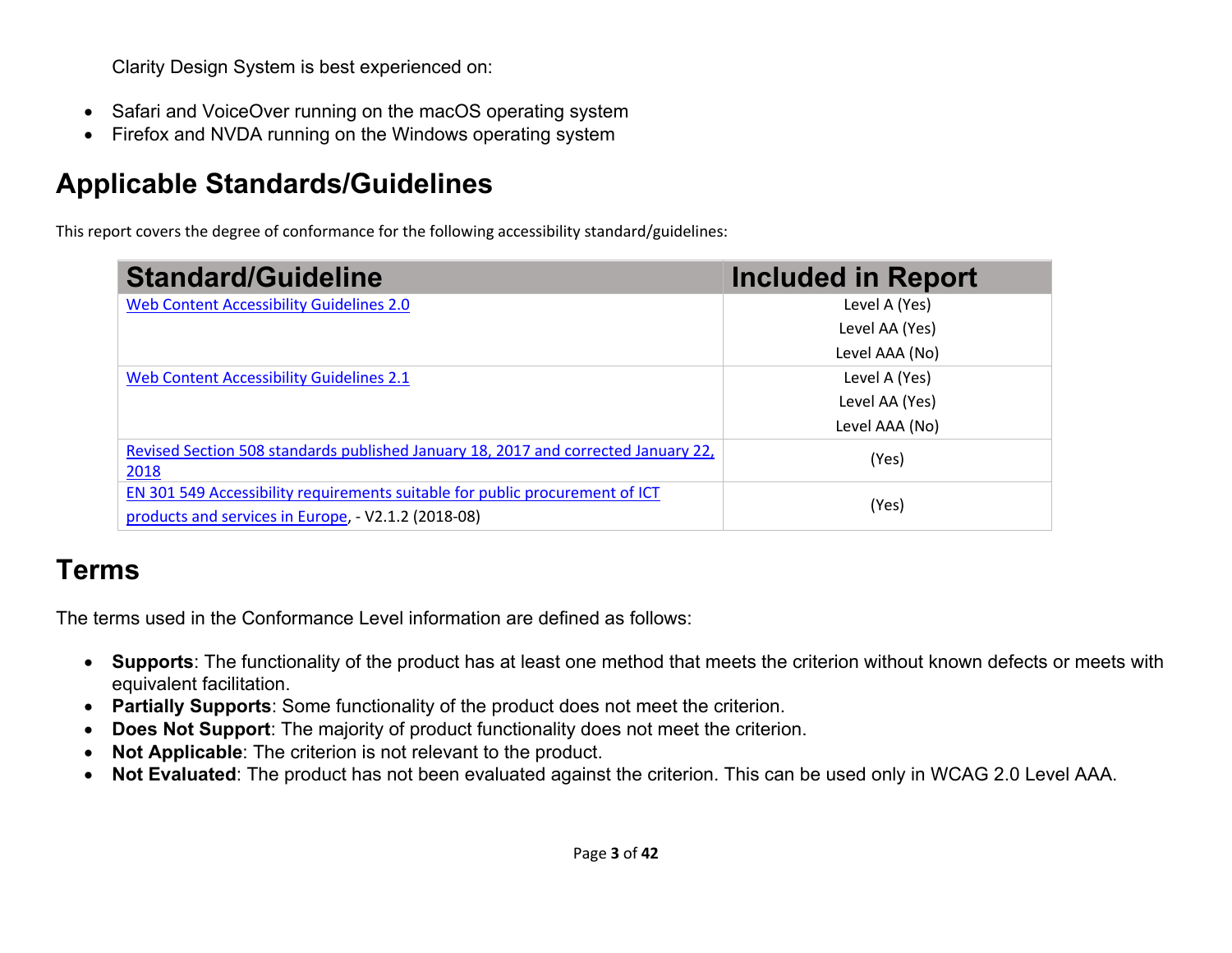Clarity Design System is best experienced on:

- Safari and VoiceOver running on the macOS operating system
- Firefox and NVDA running on the Windows operating system

## Applicable Standards/Guidelines

This report covers the degree of conformance for the following accessibility standard/guidelines:

| Standard/Guideline | Included in Report |
|---|---|
| Web Content Accessibility Guidelines 2.0 | Level A (Yes)<br>Level AA (Yes)<br>Level AAA (No) |
| Web Content Accessibility Guidelines 2.1 | Level A (Yes)<br>Level AA (Yes)<br>Level AAA (No) |
| Revised Section 508 standards published January 18, 2017 and corrected January 22, 2018 | (Yes) |
| EN 301 549 Accessibility requirements suitable for public procurement of ICT products and services in Europe, - V2.1.2 (2018-08) | (Yes) |

## Terms

The terms used in the Conformance Level information are defined as follows:

- **Supports**: The functionality of the product has at least one method that meets the criterion without known defects or meets with equivalent facilitation.
- **Partially Supports**: Some functionality of the product does not meet the criterion.
- **Does Not Support**: The majority of product functionality does not meet the criterion.
- **Not Applicable**: The criterion is not relevant to the product.
- **Not Evaluated**: The product has not been evaluated against the criterion. This can be used only in WCAG 2.0 Level AAA.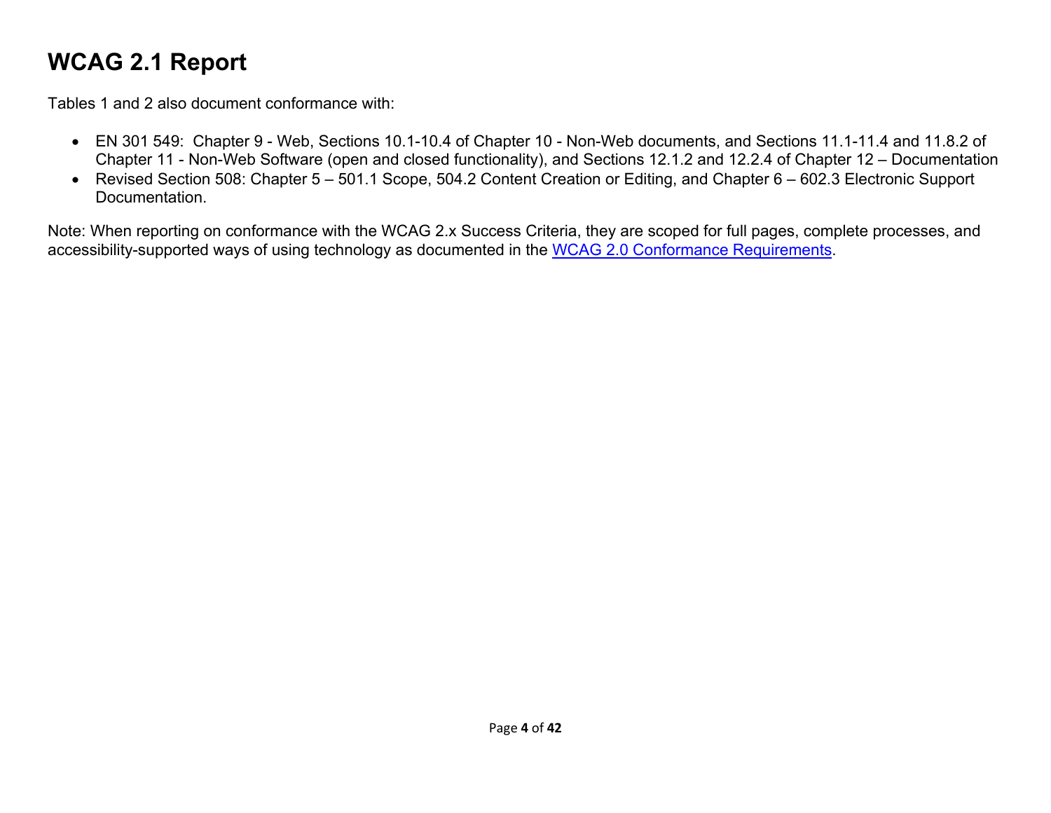# WCAG 2.1 Report

Tables 1 and 2 also document conformance with:

- EN 301 549: Chapter 9 - Web, Sections 10.1-10.4 of Chapter 10 - Non-Web documents, and Sections 11.1-11.4 and 11.8.2 of Chapter 11 - Non-Web Software (open and closed functionality), and Sections 12.1.2 and 12.2.4 of Chapter 12 – Documentation
- Revised Section 508: Chapter 5 – 501.1 Scope, 504.2 Content Creation or Editing, and Chapter 6 – 602.3 Electronic Support Documentation.

Note: When reporting on conformance with the WCAG 2.x Success Criteria, they are scoped for full pages, complete processes, and accessibility-supported ways of using technology as documented in the WCAG 2.0 Conformance Requirements.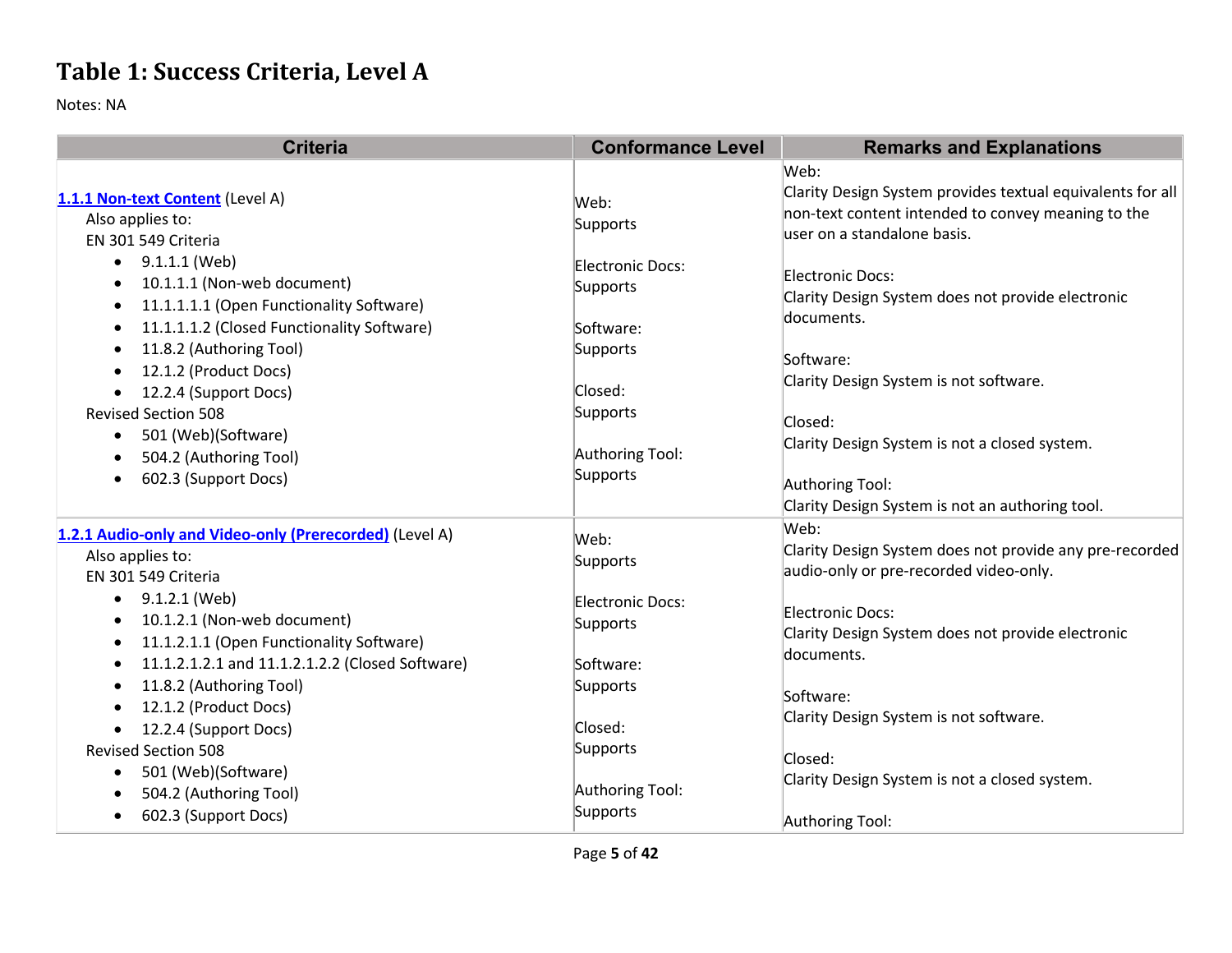# Table 1: Success Criteria, Level A

Notes: NA

| Criteria | Conformance Level | Remarks and Explanations |
|---|---|---|
| [1.1.1 Non-text Content](#) (Level A)<br>Also applies to:<br>EN 301 549 Criteria<br>• 9.1.1.1 (Web)<br>• 10.1.1.1 (Non-web document)<br>• 11.1.1.1.1 (Open Functionality Software)<br>• 11.1.1.1.2 (Closed Functionality Software)<br>• 11.8.2 (Authoring Tool)<br>• 12.1.2 (Product Docs)<br>• 12.2.4 (Support Docs)<br>Revised Section 508<br>• 501 (Web)(Software)<br>• 504.2 (Authoring Tool)<br>• 602.3 (Support Docs) | Web:<br>Supports<br><br>Electronic Docs:<br>Supports<br><br>Software:<br>Supports<br><br>Closed:<br>Supports<br><br>Authoring Tool:<br>Supports | Web:<br>Clarity Design System provides textual equivalents for all non-text content intended to convey meaning to the user on a standalone basis.<br><br>Electronic Docs:<br>Clarity Design System does not provide electronic documents.<br><br>Software:<br>Clarity Design System is not software.<br><br>Closed:<br>Clarity Design System is not a closed system.<br><br>Authoring Tool:<br>Clarity Design System is not an authoring tool. |
| [1.2.1 Audio-only and Video-only (Prerecorded)](#) (Level A)<br>Also applies to:<br>EN 301 549 Criteria<br>• 9.1.2.1 (Web)<br>• 10.1.2.1 (Non-web document)<br>• 11.1.2.1.1 (Open Functionality Software)<br>• 11.1.2.1.2.1 and 11.1.2.1.2.2 (Closed Software)<br>• 11.8.2 (Authoring Tool)<br>• 12.1.2 (Product Docs)<br>• 12.2.4 (Support Docs)<br>Revised Section 508<br>• 501 (Web)(Software)<br>• 504.2 (Authoring Tool)<br>• 602.3 (Support Docs) | Web:<br>Supports<br><br>Electronic Docs:<br>Supports<br><br>Software:<br>Supports<br><br>Closed:<br>Supports<br><br>Authoring Tool:<br>Supports | Web:<br>Clarity Design System does not provide any pre-recorded audio-only or pre-recorded video-only.<br><br>Electronic Docs:<br>Clarity Design System does not provide electronic documents.<br><br>Software:<br>Clarity Design System is not software.<br><br>Closed:<br>Clarity Design System is not a closed system.<br><br>Authoring Tool: |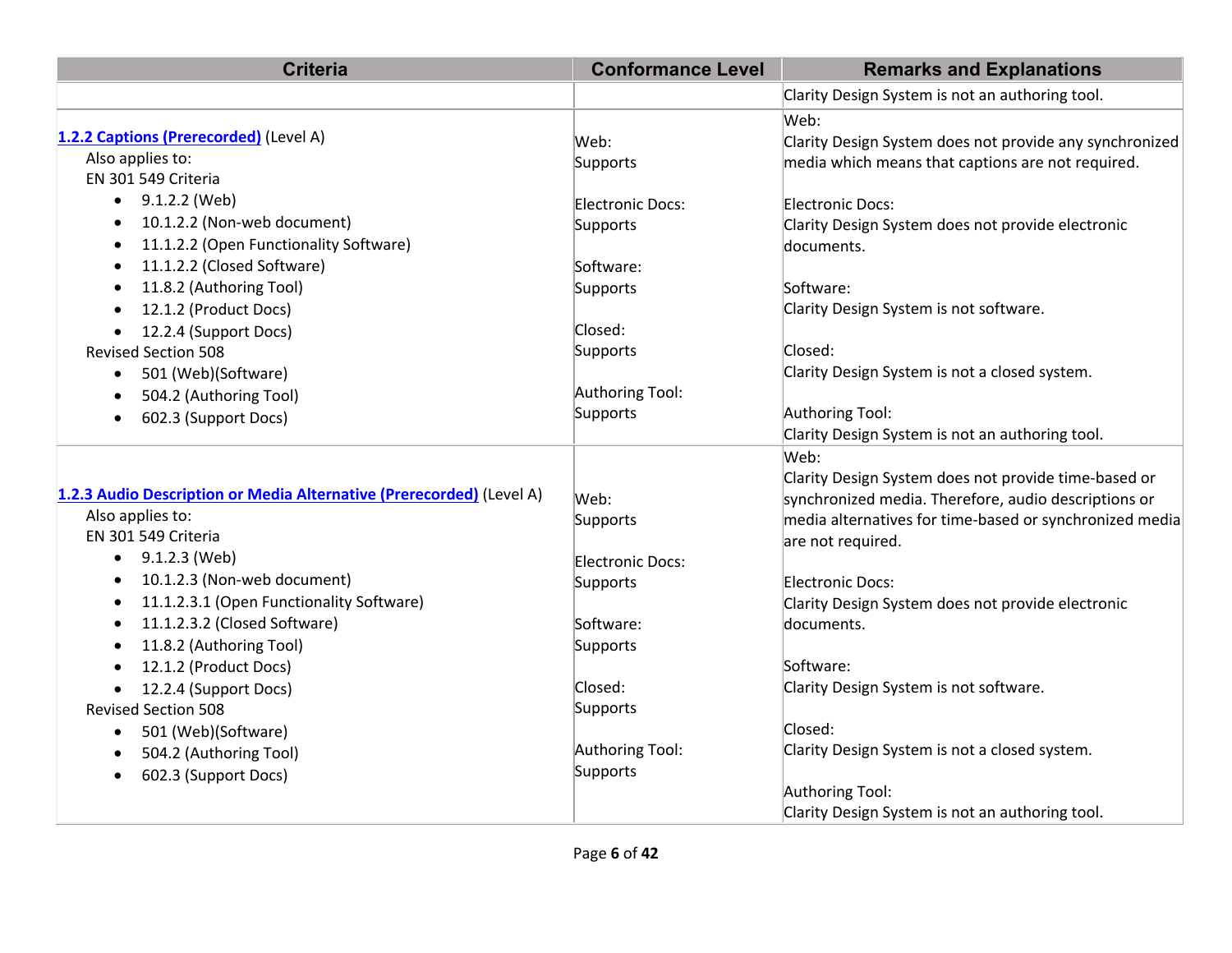| Criteria | Conformance Level | Remarks and Explanations |
|---|---|---|
| | | Clarity Design System is not an authoring tool. |
| **[1.2.2 Captions (Prerecorded)]** (Level A)<br>Also applies to:<br>EN 301 549 Criteria<br>• 9.1.2.2 (Web)<br>• 10.1.2.2 (Non-web document)<br>• 11.1.2.2 (Open Functionality Software)<br>• 11.1.2.2 (Closed Software)<br>• 11.8.2 (Authoring Tool)<br>• 12.1.2 (Product Docs)<br>• 12.2.4 (Support Docs)<br>Revised Section 508<br>• 501 (Web)(Software)<br>• 504.2 (Authoring Tool)<br>• 602.3 (Support Docs) | Web:<br>Supports<br><br>Electronic Docs:<br>Supports<br><br>Software:<br>Supports<br><br>Closed:<br>Supports<br><br>Authoring Tool:<br>Supports | Web:<br>Clarity Design System does not provide any synchronized media which means that captions are not required.<br><br>Electronic Docs:<br>Clarity Design System does not provide electronic documents.<br><br>Software:<br>Clarity Design System is not software.<br><br>Closed:<br>Clarity Design System is not a closed system.<br><br>Authoring Tool:<br>Clarity Design System is not an authoring tool. |
| **[1.2.3 Audio Description or Media Alternative (Prerecorded)]** (Level A)<br>Also applies to:<br>EN 301 549 Criteria<br>• 9.1.2.3 (Web)<br>• 10.1.2.3 (Non-web document)<br>• 11.1.2.3.1 (Open Functionality Software)<br>• 11.1.2.3.2 (Closed Software)<br>• 11.8.2 (Authoring Tool)<br>• 12.1.2 (Product Docs)<br>• 12.2.4 (Support Docs)<br>Revised Section 508<br>• 501 (Web)(Software)<br>• 504.2 (Authoring Tool)<br>• 602.3 (Support Docs) | Web:<br>Supports<br><br>Electronic Docs:<br>Supports<br><br>Software:<br>Supports<br><br>Closed:<br>Supports<br><br>Authoring Tool:<br>Supports | Web:<br>Clarity Design System does not provide time-based or synchronized media. Therefore, audio descriptions or media alternatives for time-based or synchronized media are not required.<br><br>Electronic Docs:<br>Clarity Design System does not provide electronic documents.<br><br>Software:<br>Clarity Design System is not software.<br><br>Closed:<br>Clarity Design System is not a closed system.<br><br>Authoring Tool:<br>Clarity Design System is not an authoring tool. |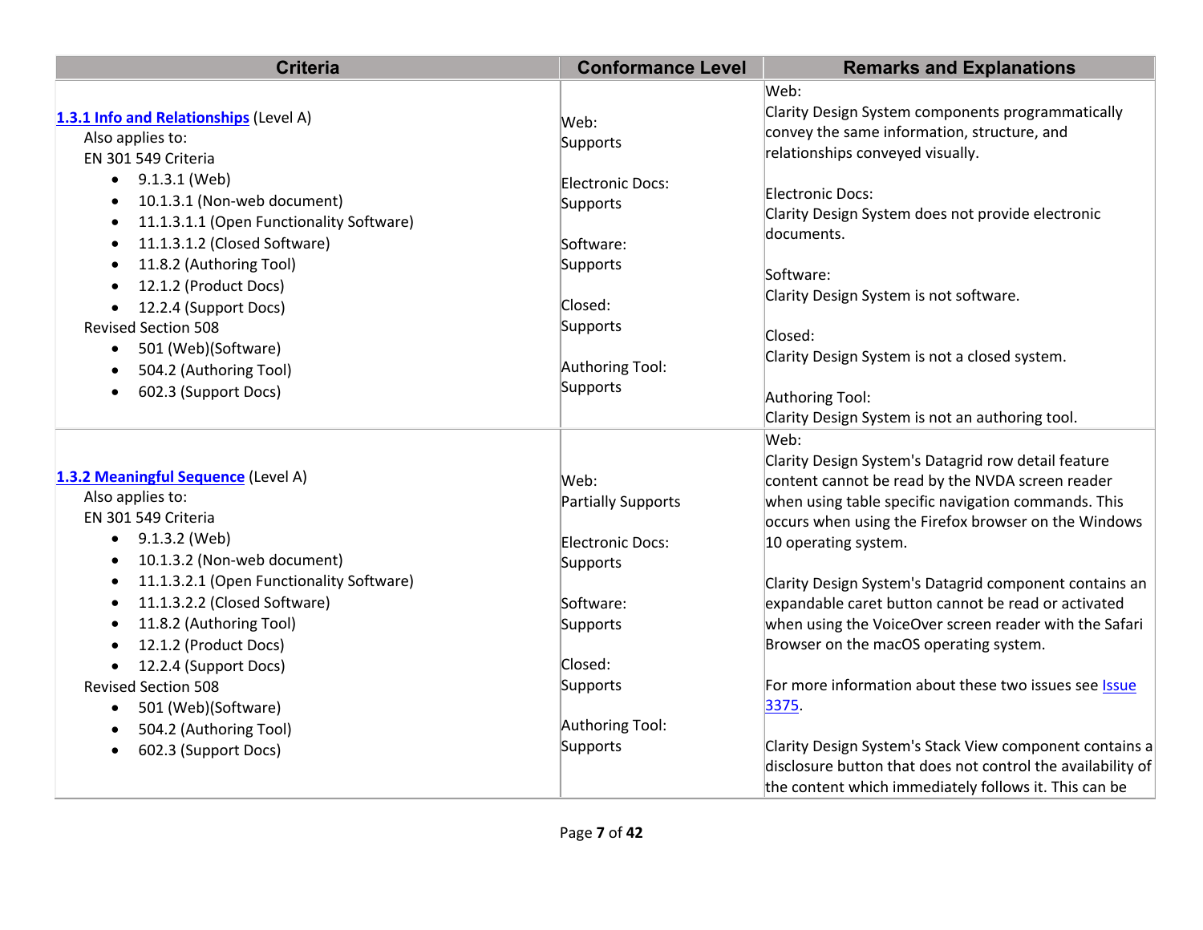| Criteria | Conformance Level | Remarks and Explanations |
|---|---|---|
| **1.3.1 Info and Relationships** (Level A)<br>Also applies to:<br>EN 301 549 Criteria<br>• 9.1.3.1 (Web)<br>• 10.1.3.1 (Non-web document)<br>• 11.1.3.1.1 (Open Functionality Software)<br>• 11.1.3.1.2 (Closed Software)<br>• 11.8.2 (Authoring Tool)<br>• 12.1.2 (Product Docs)<br>• 12.2.4 (Support Docs)<br>Revised Section 508<br>• 501 (Web)(Software)<br>• 504.2 (Authoring Tool)<br>• 602.3 (Support Docs) | Web:<br>Supports<br><br>Electronic Docs:<br>Supports<br><br>Software:<br>Supports<br><br>Closed:<br>Supports<br><br>Authoring Tool:<br>Supports | Web:<br>Clarity Design System components programmatically convey the same information, structure, and relationships conveyed visually.<br><br>Electronic Docs:<br>Clarity Design System does not provide electronic documents.<br><br>Software:<br>Clarity Design System is not software.<br><br>Closed:<br>Clarity Design System is not a closed system.<br><br>Authoring Tool:<br>Clarity Design System is not an authoring tool. |
| **1.3.2 Meaningful Sequence** (Level A)<br>Also applies to:<br>EN 301 549 Criteria<br>• 9.1.3.2 (Web)<br>• 10.1.3.2 (Non-web document)<br>• 11.1.3.2.1 (Open Functionality Software)<br>• 11.1.3.2.2 (Closed Software)<br>• 11.8.2 (Authoring Tool)<br>• 12.1.2 (Product Docs)<br>• 12.2.4 (Support Docs)<br>Revised Section 508<br>• 501 (Web)(Software)<br>• 504.2 (Authoring Tool)<br>• 602.3 (Support Docs) | Web:<br>Partially Supports<br><br>Electronic Docs:<br>Supports<br><br>Software:<br>Supports<br><br>Closed:<br>Supports<br><br>Authoring Tool:<br>Supports | Web:<br>Clarity Design System's Datagrid row detail feature content cannot be read by the NVDA screen reader when using table specific navigation commands. This occurs when using the Firefox browser on the Windows 10 operating system.<br><br>Clarity Design System's Datagrid component contains an expandable caret button cannot be read or activated when using the VoiceOver screen reader with the Safari Browser on the macOS operating system.<br><br>For more information about these two issues see Issue 3375.<br><br>Clarity Design System's Stack View component contains a disclosure button that does not control the availability of the content which immediately follows it. This can be |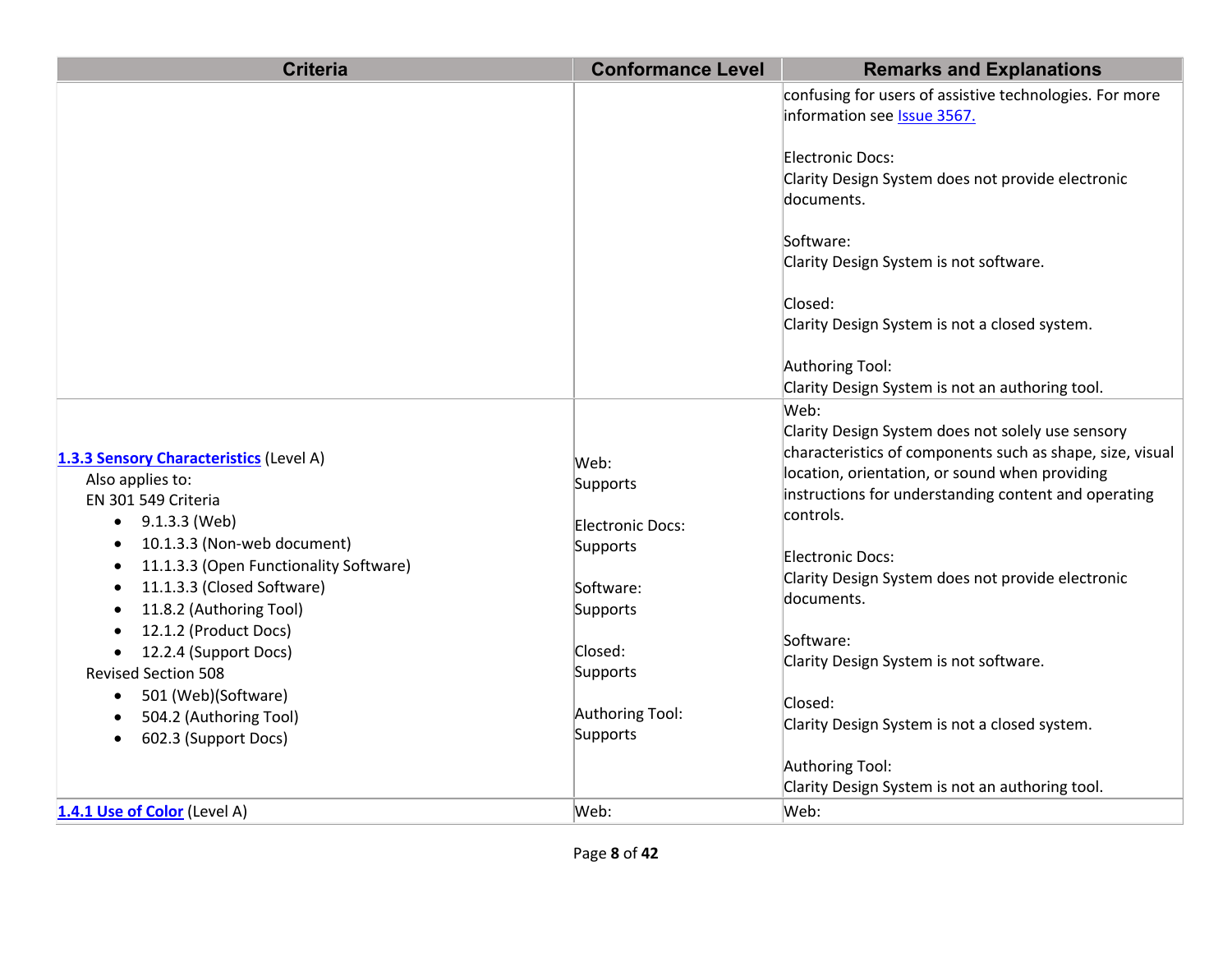| Criteria | Conformance Level | Remarks and Explanations |
|---|---|---|
| | | confusing for users of assistive technologies. For more information see [Issue 3567.](#)<br><br>Electronic Docs:<br>Clarity Design System does not provide electronic documents.<br><br>Software:<br>Clarity Design System is not software.<br><br>Closed:<br>Clarity Design System is not a closed system.<br><br>Authoring Tool:<br>Clarity Design System is not an authoring tool. |
| **[1.3.3 Sensory Characteristics](#)** (Level A)<br>Also applies to:<br>EN 301 549 Criteria<br>• 9.1.3.3 (Web)<br>• 10.1.3.3 (Non-web document)<br>• 11.1.3.3 (Open Functionality Software)<br>• 11.1.3.3 (Closed Software)<br>• 11.8.2 (Authoring Tool)<br>• 12.1.2 (Product Docs)<br>• 12.2.4 (Support Docs)<br>Revised Section 508<br>• 501 (Web)(Software)<br>• 504.2 (Authoring Tool)<br>• 602.3 (Support Docs) | Web:<br>Supports<br><br>Electronic Docs:<br>Supports<br><br>Software:<br>Supports<br><br>Closed:<br>Supports<br><br>Authoring Tool:<br>Supports | Web:<br>Clarity Design System does not solely use sensory characteristics of components such as shape, size, visual location, orientation, or sound when providing instructions for understanding content and operating controls.<br><br>Electronic Docs:<br>Clarity Design System does not provide electronic documents.<br><br>Software:<br>Clarity Design System is not software.<br><br>Closed:<br>Clarity Design System is not a closed system.<br><br>Authoring Tool:<br>Clarity Design System is not an authoring tool. |
| **[1.4.1 Use of Color](#)** (Level A) | Web: | Web: |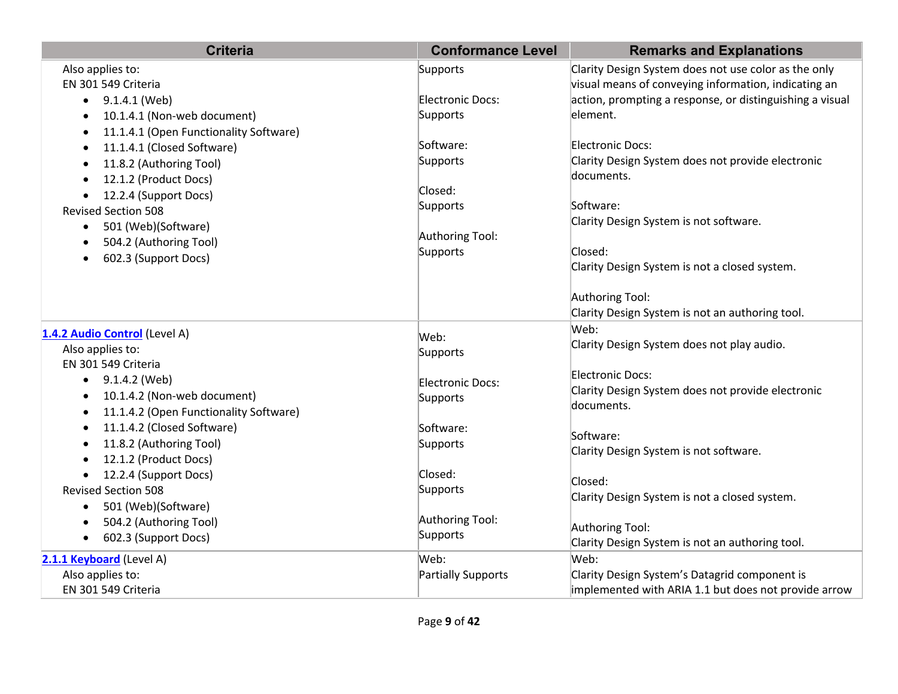| Criteria | Conformance Level | Remarks and Explanations |
|---|---|---|
| Also applies to:<br>EN 301 549 Criteria<br>• 9.1.4.1 (Web)<br>• 10.1.4.1 (Non-web document)<br>• 11.1.4.1 (Open Functionality Software)<br>• 11.1.4.1 (Closed Software)<br>• 11.8.2 (Authoring Tool)<br>• 12.1.2 (Product Docs)<br>• 12.2.4 (Support Docs)<br>Revised Section 508<br>• 501 (Web)(Software)<br>• 504.2 (Authoring Tool)<br>• 602.3 (Support Docs) | Supports<br><br>Electronic Docs:<br>Supports<br><br>Software:<br>Supports<br><br>Closed:<br>Supports<br><br>Authoring Tool:<br>Supports | Clarity Design System does not use color as the only visual means of conveying information, indicating an action, prompting a response, or distinguishing a visual element.<br><br>Electronic Docs:<br>Clarity Design System does not provide electronic documents.<br><br>Software:<br>Clarity Design System is not software.<br><br>Closed:<br>Clarity Design System is not a closed system.<br><br>Authoring Tool:<br>Clarity Design System is not an authoring tool. |
| **1.4.2 Audio Control** (Level A)<br>Also applies to:<br>EN 301 549 Criteria<br>• 9.1.4.2 (Web)<br>• 10.1.4.2 (Non-web document)<br>• 11.1.4.2 (Open Functionality Software)<br>• 11.1.4.2 (Closed Software)<br>• 11.8.2 (Authoring Tool)<br>• 12.1.2 (Product Docs)<br>• 12.2.4 (Support Docs)<br>Revised Section 508<br>• 501 (Web)(Software)<br>• 504.2 (Authoring Tool)<br>• 602.3 (Support Docs) | Web:<br>Supports<br><br>Electronic Docs:<br>Supports<br><br>Software:<br>Supports<br><br>Closed:<br>Supports<br><br>Authoring Tool:<br>Supports | Web:<br>Clarity Design System does not play audio.<br><br>Electronic Docs:<br>Clarity Design System does not provide electronic documents.<br><br>Software:<br>Clarity Design System is not software.<br><br>Closed:<br>Clarity Design System is not a closed system.<br><br>Authoring Tool:<br>Clarity Design System is not an authoring tool. |
| **2.1.1 Keyboard** (Level A)<br>Also applies to:<br>EN 301 549 Criteria | Web:<br>Partially Supports | Web:<br>Clarity Design System's Datagrid component is implemented with ARIA 1.1 but does not provide arrow |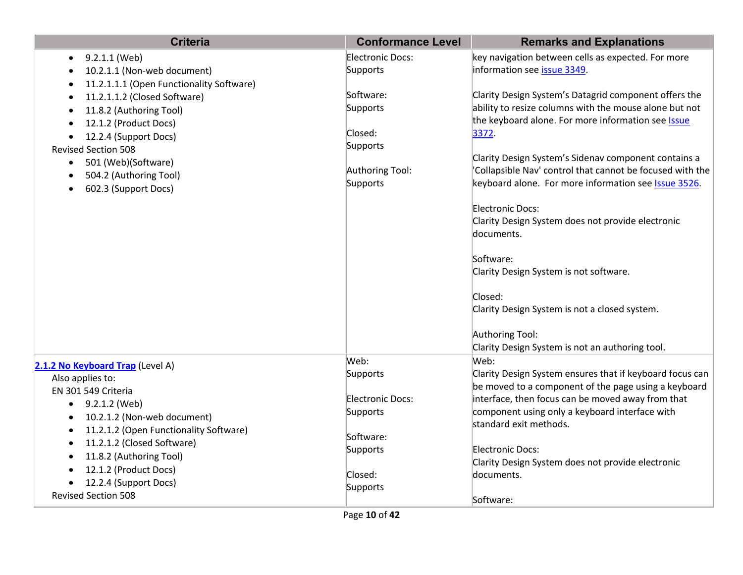| Criteria | Conformance Level | Remarks and Explanations |
|---|---|---|
| • 9.2.1.1 (Web)<br>• 10.2.1.1 (Non-web document)<br>• 11.2.1.1.1 (Open Functionality Software)<br>• 11.2.1.1.2 (Closed Software)<br>• 11.8.2 (Authoring Tool)<br>• 12.1.2 (Product Docs)<br>• 12.2.4 (Support Docs)<br>Revised Section 508<br>• 501 (Web)(Software)<br>• 504.2 (Authoring Tool)<br>• 602.3 (Support Docs) | Electronic Docs: Supports<br><br>Software: Supports<br><br>Closed: Supports<br><br>Authoring Tool: Supports | key navigation between cells as expected. For more information see [issue 3349](#).<br><br>Clarity Design System's Datagrid component offers the ability to resize columns with the mouse alone but not the keyboard alone. For more information see [Issue 3372](#).<br><br>Clarity Design System's Sidenav component contains a 'Collapsible Nav' control that cannot be focused with the keyboard alone. For more information see [Issue 3526](#).<br><br>Electronic Docs: Clarity Design System does not provide electronic documents.<br><br>Software: Clarity Design System is not software.<br><br>Closed: Clarity Design System is not a closed system.<br><br>Authoring Tool: Clarity Design System is not an authoring tool. |
| [**2.1.2 No Keyboard Trap**](#) (Level A)<br>Also applies to:<br>EN 301 549 Criteria<br>• 9.2.1.2 (Web)<br>• 10.2.1.2 (Non-web document)<br>• 11.2.1.2 (Open Functionality Software)<br>• 11.2.1.2 (Closed Software)<br>• 11.8.2 (Authoring Tool)<br>• 12.1.2 (Product Docs)<br>• 12.2.4 (Support Docs)<br>Revised Section 508 | Web: Supports<br><br>Electronic Docs: Supports<br><br>Software: Supports<br><br>Closed: Supports | Web: Clarity Design System ensures that if keyboard focus can be moved to a component of the page using a keyboard interface, then focus can be moved away from that component using only a keyboard interface with standard exit methods.<br><br>Electronic Docs: Clarity Design System does not provide electronic documents.<br><br>Software: |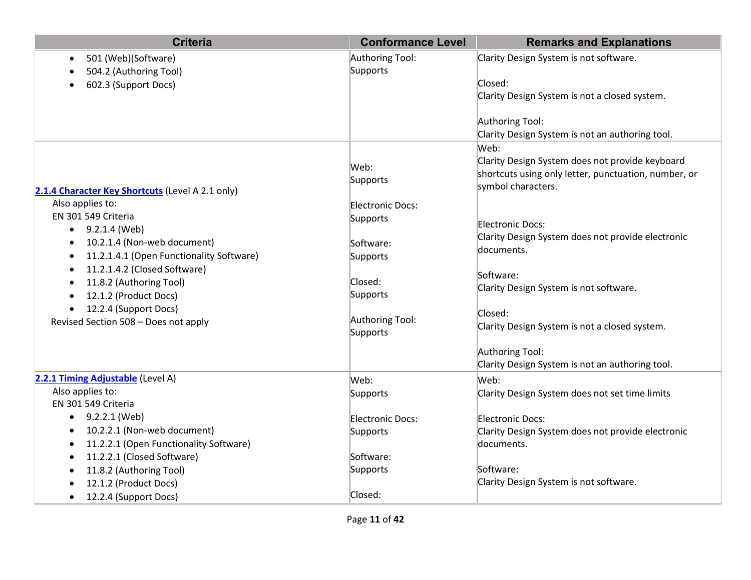| Criteria | Conformance Level | Remarks and Explanations |
| --- | --- | --- |
| • 501 (Web)(Software)<br>• 504.2 (Authoring Tool)<br>• 602.3 (Support Docs) | Authoring Tool:<br>Supports | Clarity Design System is not software.<br><br>Closed:<br>Clarity Design System is not a closed system.<br><br>Authoring Tool:<br>Clarity Design System is not an authoring tool. |
| **[2.1.4 Character Key Shortcuts]** (Level A 2.1 only)<br>Also applies to:<br>EN 301 549 Criteria<br>• 9.2.1.4 (Web)<br>• 10.2.1.4 (Non-web document)<br>• 11.2.1.4.1 (Open Functionality Software)<br>• 11.2.1.4.2 (Closed Software)<br>• 11.8.2 (Authoring Tool)<br>• 12.1.2 (Product Docs)<br>• 12.2.4 (Support Docs)<br>Revised Section 508 – Does not apply | Web:<br>Supports<br><br>Electronic Docs:<br>Supports<br><br>Software:<br>Supports<br><br>Closed:<br>Supports<br><br>Authoring Tool:<br>Supports | Web:<br>Clarity Design System does not provide keyboard shortcuts using only letter, punctuation, number, or symbol characters.<br><br>Electronic Docs:<br>Clarity Design System does not provide electronic documents.<br><br>Software:<br>Clarity Design System is not software.<br><br>Closed:<br>Clarity Design System is not a closed system.<br><br>Authoring Tool:<br>Clarity Design System is not an authoring tool. |
| **[2.2.1 Timing Adjustable]** (Level A)<br>Also applies to:<br>EN 301 549 Criteria<br>• 9.2.2.1 (Web)<br>• 10.2.2.1 (Non-web document)<br>• 11.2.2.1 (Open Functionality Software)<br>• 11.2.2.1 (Closed Software)<br>• 11.8.2 (Authoring Tool)<br>• 12.1.2 (Product Docs)<br>• 12.2.4 (Support Docs) | Web:<br>Supports<br><br>Electronic Docs:<br>Supports<br><br>Software:<br>Supports<br><br>Closed: | Web:<br>Clarity Design System does not set time limits<br><br>Electronic Docs:<br>Clarity Design System does not provide electronic documents.<br><br>Software:<br>Clarity Design System is not software. |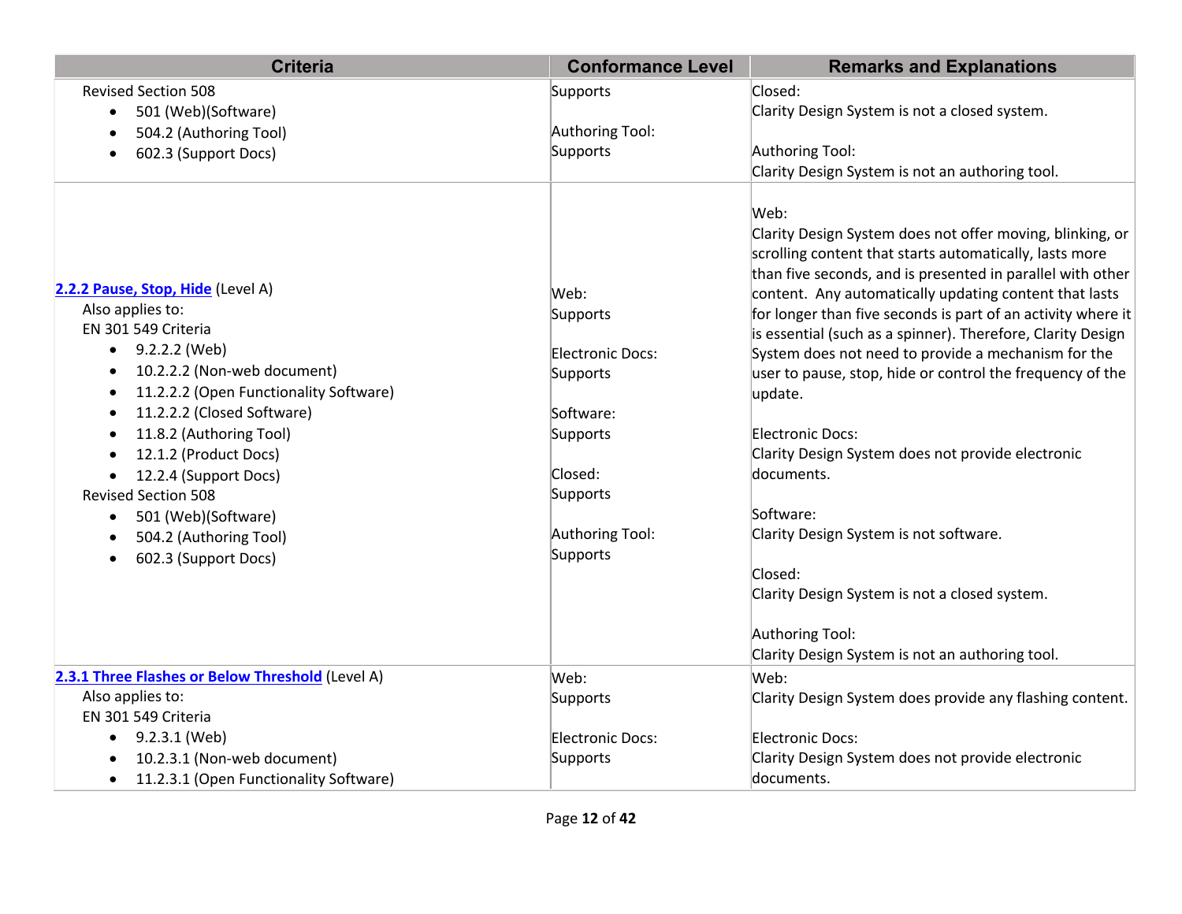| Criteria | Conformance Level | Remarks and Explanations |
| --- | --- | --- |
| Revised Section 508<br>• 501 (Web)(Software)<br>• 504.2 (Authoring Tool)<br>• 602.3 (Support Docs) | Supports<br><br>Authoring Tool:<br>Supports | Closed:<br>Clarity Design System is not a closed system.<br><br>Authoring Tool:<br>Clarity Design System is not an authoring tool. |
| [2.2.2 Pause, Stop, Hide](#) (Level A)<br>Also applies to:<br>EN 301 549 Criteria<br>• 9.2.2.2 (Web)<br>• 10.2.2.2 (Non-web document)<br>• 11.2.2.2 (Open Functionality Software)<br>• 11.2.2.2 (Closed Software)<br>• 11.8.2 (Authoring Tool)<br>• 12.1.2 (Product Docs)<br>• 12.2.4 (Support Docs)<br>Revised Section 508<br>• 501 (Web)(Software)<br>• 504.2 (Authoring Tool)<br>• 602.3 (Support Docs) | Web:<br>Supports<br><br>Electronic Docs:<br>Supports<br><br>Software:<br>Supports<br><br>Closed:<br>Supports<br><br>Authoring Tool:<br>Supports | Web:<br>Clarity Design System does not offer moving, blinking, or scrolling content that starts automatically, lasts more than five seconds, and is presented in parallel with other content. Any automatically updating content that lasts for longer than five seconds is part of an activity where it is essential (such as a spinner). Therefore, Clarity Design System does not need to provide a mechanism for the user to pause, stop, hide or control the frequency of the update.<br><br>Electronic Docs:<br>Clarity Design System does not provide electronic documents.<br><br>Software:<br>Clarity Design System is not software.<br><br>Closed:<br>Clarity Design System is not a closed system.<br><br>Authoring Tool:<br>Clarity Design System is not an authoring tool. |
| [2.3.1 Three Flashes or Below Threshold](#) (Level A)<br>Also applies to:<br>EN 301 549 Criteria<br>• 9.2.3.1 (Web)<br>• 10.2.3.1 (Non-web document)<br>• 11.2.3.1 (Open Functionality Software) | Web:<br>Supports<br><br>Electronic Docs:<br>Supports | Web:<br>Clarity Design System does provide any flashing content.<br><br>Electronic Docs:<br>Clarity Design System does not provide electronic documents. |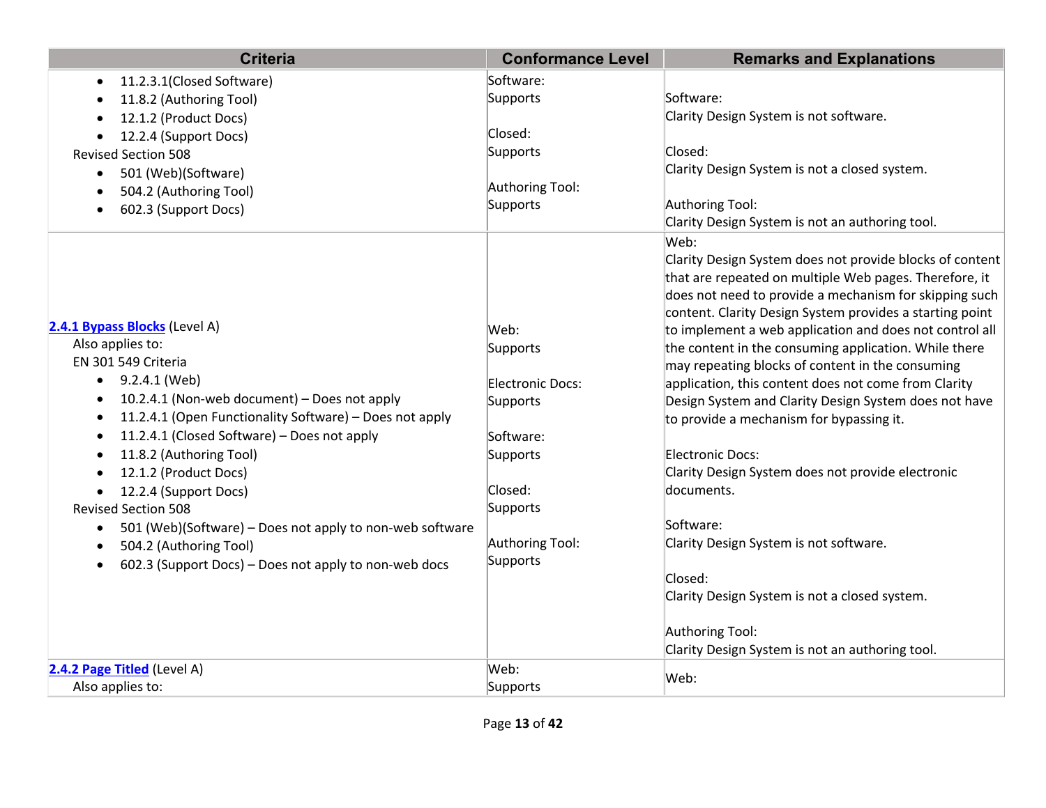| Criteria | Conformance Level | Remarks and Explanations |
| --- | --- | --- |
| • 11.2.3.1(Closed Software)<br>• 11.8.2 (Authoring Tool)<br>• 12.1.2 (Product Docs)<br>• 12.2.4 (Support Docs)<br>Revised Section 508<br>• 501 (Web)(Software)<br>• 504.2 (Authoring Tool)<br>• 602.3 (Support Docs) | Software:<br>Supports<br><br>Closed:<br>Supports<br><br>Authoring Tool:<br>Supports | Software:<br>Clarity Design System is not software.<br><br>Closed:<br>Clarity Design System is not a closed system.<br><br>Authoring Tool:<br>Clarity Design System is not an authoring tool. |
| **2.4.1 Bypass Blocks** (Level A)<br>Also applies to:<br>EN 301 549 Criteria<br>• 9.2.4.1 (Web)<br>• 10.2.4.1 (Non-web document) – Does not apply<br>• 11.2.4.1 (Open Functionality Software) – Does not apply<br>• 11.2.4.1 (Closed Software) – Does not apply<br>• 11.8.2 (Authoring Tool)<br>• 12.1.2 (Product Docs)<br>• 12.2.4 (Support Docs)<br>Revised Section 508<br>• 501 (Web)(Software) – Does not apply to non-web software<br>• 504.2 (Authoring Tool)<br>• 602.3 (Support Docs) – Does not apply to non-web docs | Web:<br>Supports<br><br>Electronic Docs:<br>Supports<br><br>Software:<br>Supports<br><br>Closed:<br>Supports<br><br>Authoring Tool:<br>Supports | Web:<br>Clarity Design System does not provide blocks of content that are repeated on multiple Web pages. Therefore, it does not need to provide a mechanism for skipping such content. Clarity Design System provides a starting point to implement a web application and does not control all the content in the consuming application. While there may repeating blocks of content in the consuming application, this content does not come from Clarity Design System and Clarity Design System does not have to provide a mechanism for bypassing it.<br><br>Electronic Docs:<br>Clarity Design System does not provide electronic documents.<br><br>Software:<br>Clarity Design System is not software.<br><br>Closed:<br>Clarity Design System is not a closed system.<br><br>Authoring Tool:<br>Clarity Design System is not an authoring tool. |
| **2.4.2 Page Titled** (Level A)<br>Also applies to: | Web:<br>Supports | Web: |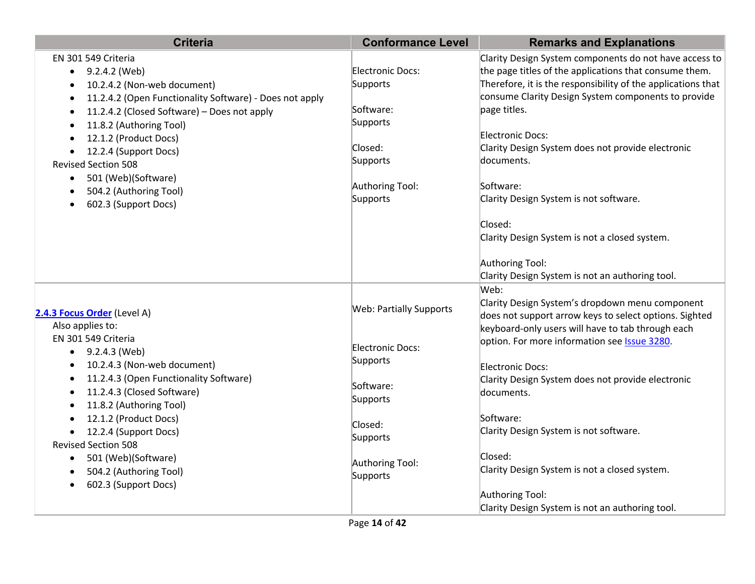| Criteria | Conformance Level | Remarks and Explanations |
| --- | --- | --- |
| EN 301 549 Criteria<br>• 9.2.4.2 (Web)<br>• 10.2.4.2 (Non-web document)<br>• 11.2.4.2 (Open Functionality Software) - Does not apply<br>• 11.2.4.2 (Closed Software) – Does not apply<br>• 11.8.2 (Authoring Tool)<br>• 12.1.2 (Product Docs)<br>• 12.2.4 (Support Docs)<br>Revised Section 508<br>• 501 (Web)(Software)<br>• 504.2 (Authoring Tool)<br>• 602.3 (Support Docs) | Electronic Docs: Supports<br><br>Software: Supports<br><br>Closed: Supports<br><br>Authoring Tool: Supports | Clarity Design System components do not have access to the page titles of the applications that consume them. Therefore, it is the responsibility of the applications that consume Clarity Design System components to provide page titles.<br><br>Electronic Docs:<br>Clarity Design System does not provide electronic documents.<br><br>Software:<br>Clarity Design System is not software.<br><br>Closed:<br>Clarity Design System is not a closed system.<br><br>Authoring Tool:<br>Clarity Design System is not an authoring tool. |
| [2.4.3 Focus Order](#) (Level A)<br>Also applies to:<br>EN 301 549 Criteria<br>• 9.2.4.3 (Web)<br>• 10.2.4.3 (Non-web document)<br>• 11.2.4.3 (Open Functionality Software)<br>• 11.2.4.3 (Closed Software)<br>• 11.8.2 (Authoring Tool)<br>• 12.1.2 (Product Docs)<br>• 12.2.4 (Support Docs)<br>Revised Section 508<br>• 501 (Web)(Software)<br>• 504.2 (Authoring Tool)<br>• 602.3 (Support Docs) | Web: Partially Supports<br><br>Electronic Docs: Supports<br><br>Software: Supports<br><br>Closed: Supports<br><br>Authoring Tool: Supports | Web:<br>Clarity Design System's dropdown menu component does not support arrow keys to select options. Sighted keyboard-only users will have to tab through each option. For more information see [Issue 3280](#).<br><br>Electronic Docs:<br>Clarity Design System does not provide electronic documents.<br><br>Software:<br>Clarity Design System is not software.<br><br>Closed:<br>Clarity Design System is not a closed system.<br><br>Authoring Tool:<br>Clarity Design System is not an authoring tool. |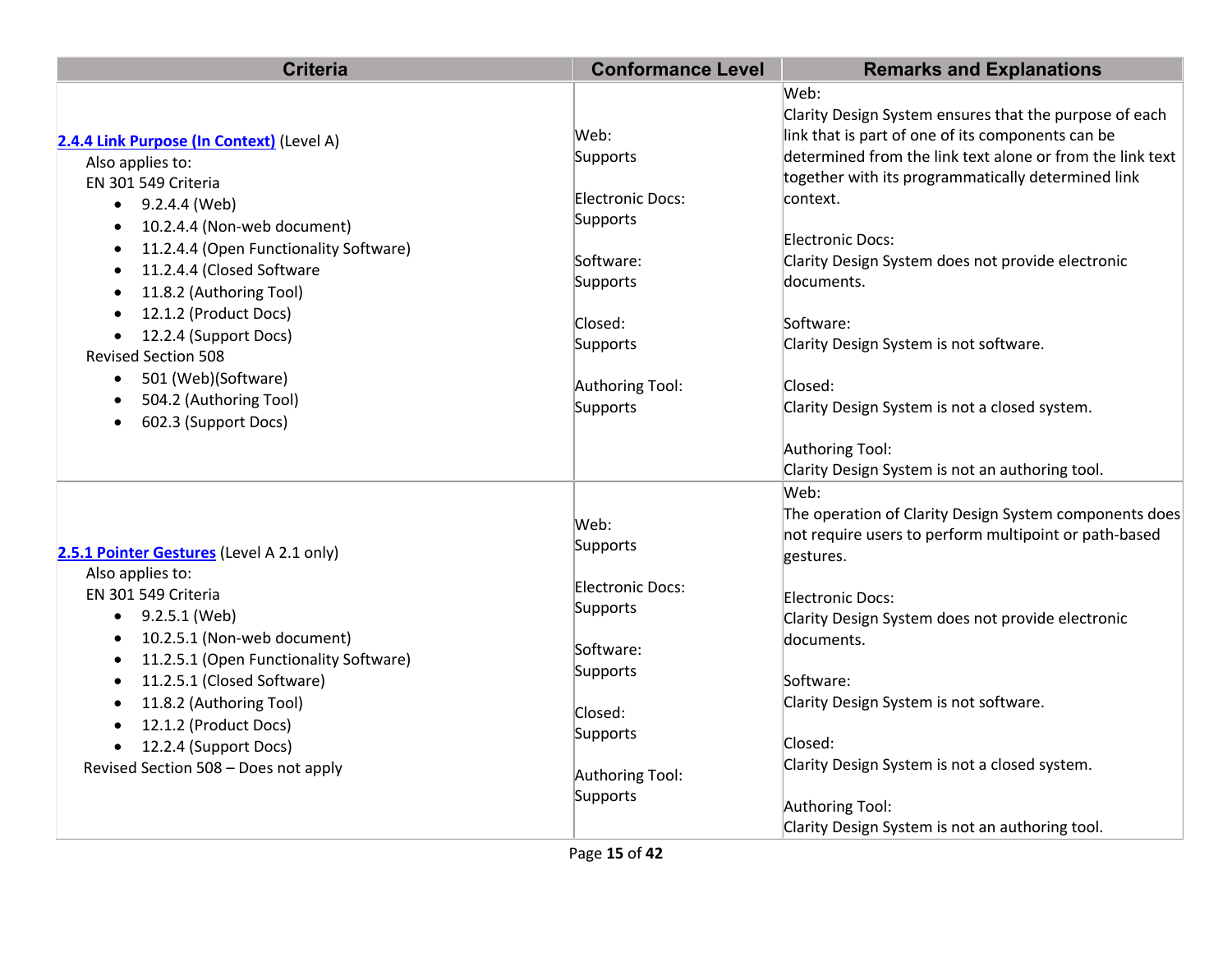| Criteria | Conformance Level | Remarks and Explanations |
|---|---|---|
| **[2.4.4 Link Purpose (In Context)]** (Level A)<br>Also applies to:<br>EN 301 549 Criteria<br>• 9.2.4.4 (Web)<br>• 10.2.4.4 (Non-web document)<br>• 11.2.4.4 (Open Functionality Software)<br>• 11.2.4.4 (Closed Software<br>• 11.8.2 (Authoring Tool)<br>• 12.1.2 (Product Docs)<br>• 12.2.4 (Support Docs)<br>Revised Section 508<br>• 501 (Web)(Software)<br>• 504.2 (Authoring Tool)<br>• 602.3 (Support Docs) | Web:<br>Supports<br><br>Electronic Docs:<br>Supports<br><br>Software:<br>Supports<br><br>Closed:<br>Supports<br><br>Authoring Tool:<br>Supports | Web:<br>Clarity Design System ensures that the purpose of each link that is part of one of its components can be determined from the link text alone or from the link text together with its programmatically determined link context.<br><br>Electronic Docs:<br>Clarity Design System does not provide electronic documents.<br><br>Software:<br>Clarity Design System is not software.<br><br>Closed:<br>Clarity Design System is not a closed system.<br><br>Authoring Tool:<br>Clarity Design System is not an authoring tool. |
| **[2.5.1 Pointer Gestures]** (Level A 2.1 only)<br>Also applies to:<br>EN 301 549 Criteria<br>• 9.2.5.1 (Web)<br>• 10.2.5.1 (Non-web document)<br>• 11.2.5.1 (Open Functionality Software)<br>• 11.2.5.1 (Closed Software)<br>• 11.8.2 (Authoring Tool)<br>• 12.1.2 (Product Docs)<br>• 12.2.4 (Support Docs)<br>Revised Section 508 – Does not apply | Web:<br>Supports<br><br>Electronic Docs:<br>Supports<br><br>Software:<br>Supports<br><br>Closed:<br>Supports<br><br>Authoring Tool:<br>Supports | Web:<br>The operation of Clarity Design System components does not require users to perform multipoint or path-based gestures.<br><br>Electronic Docs:<br>Clarity Design System does not provide electronic documents.<br><br>Software:<br>Clarity Design System is not software.<br><br>Closed:<br>Clarity Design System is not a closed system.<br><br>Authoring Tool:<br>Clarity Design System is not an authoring tool. |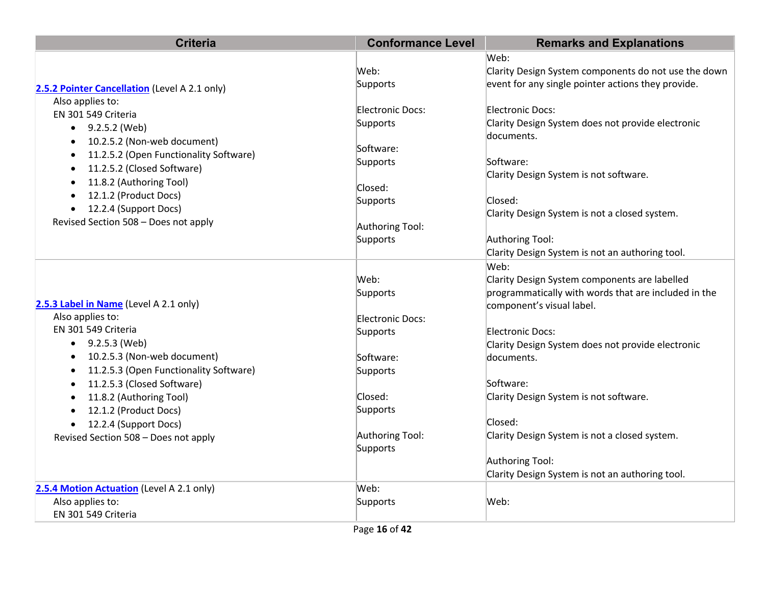| Criteria | Conformance Level | Remarks and Explanations |
|---|---|---|
| [2.5.2 Pointer Cancellation](#) (Level A 2.1 only)<br>Also applies to:<br>EN 301 549 Criteria<br>• 9.2.5.2 (Web)<br>• 10.2.5.2 (Non-web document)<br>• 11.2.5.2 (Open Functionality Software)<br>• 11.2.5.2 (Closed Software)<br>• 11.8.2 (Authoring Tool)<br>• 12.1.2 (Product Docs)<br>• 12.2.4 (Support Docs)<br>Revised Section 508 – Does not apply | Web:<br>Supports<br><br>Electronic Docs:<br>Supports<br><br>Software:<br>Supports<br><br>Closed:<br>Supports<br><br>Authoring Tool:<br>Supports | Web:<br>Clarity Design System components do not use the down event for any single pointer actions they provide.<br><br>Electronic Docs:<br>Clarity Design System does not provide electronic documents.<br><br>Software:<br>Clarity Design System is not software.<br><br>Closed:<br>Clarity Design System is not a closed system.<br><br>Authoring Tool:<br>Clarity Design System is not an authoring tool. |
| [2.5.3 Label in Name](#) (Level A 2.1 only)<br>Also applies to:<br>EN 301 549 Criteria<br>• 9.2.5.3 (Web)<br>• 10.2.5.3 (Non-web document)<br>• 11.2.5.3 (Open Functionality Software)<br>• 11.2.5.3 (Closed Software)<br>• 11.8.2 (Authoring Tool)<br>• 12.1.2 (Product Docs)<br>• 12.2.4 (Support Docs)<br>Revised Section 508 – Does not apply | Web:<br>Supports<br><br>Electronic Docs:<br>Supports<br><br>Software:<br>Supports<br><br>Closed:<br>Supports<br><br>Authoring Tool:<br>Supports | Web:<br>Clarity Design System components are labelled programmatically with words that are included in the component's visual label.<br><br>Electronic Docs:<br>Clarity Design System does not provide electronic documents.<br><br>Software:<br>Clarity Design System is not software.<br><br>Closed:<br>Clarity Design System is not a closed system.<br><br>Authoring Tool:<br>Clarity Design System is not an authoring tool. |
| [2.5.4 Motion Actuation](#) (Level A 2.1 only)<br>Also applies to:<br>EN 301 549 Criteria | Web:<br>Supports | Web: |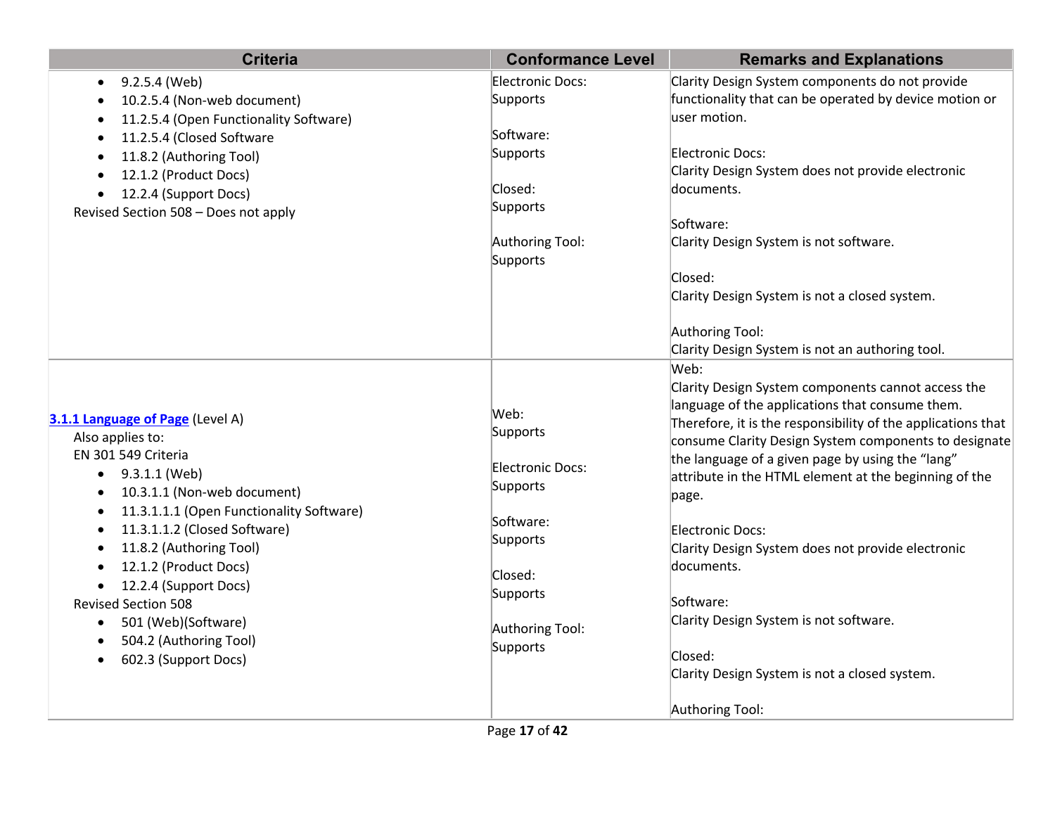| Criteria | Conformance Level | Remarks and Explanations |
| --- | --- | --- |
| • 9.2.5.4 (Web)<br>• 10.2.5.4 (Non-web document)<br>• 11.2.5.4 (Open Functionality Software)<br>• 11.2.5.4 (Closed Software<br>• 11.8.2 (Authoring Tool)<br>• 12.1.2 (Product Docs)<br>• 12.2.4 (Support Docs)<br>Revised Section 508 – Does not apply | Electronic Docs: Supports<br><br>Software: Supports<br><br>Closed: Supports<br><br>Authoring Tool: Supports | Clarity Design System components do not provide functionality that can be operated by device motion or user motion.<br><br>Electronic Docs:<br>Clarity Design System does not provide electronic documents.<br><br>Software:<br>Clarity Design System is not software.<br><br>Closed:<br>Clarity Design System is not a closed system.<br><br>Authoring Tool:<br>Clarity Design System is not an authoring tool. |
| **3.1.1 Language of Page** (Level A)<br>Also applies to:<br>EN 301 549 Criteria<br>• 9.3.1.1 (Web)<br>• 10.3.1.1 (Non-web document)<br>• 11.3.1.1.1 (Open Functionality Software)<br>• 11.3.1.1.2 (Closed Software)<br>• 11.8.2 (Authoring Tool)<br>• 12.1.2 (Product Docs)<br>• 12.2.4 (Support Docs)<br>Revised Section 508<br>• 501 (Web)(Software)<br>• 504.2 (Authoring Tool)<br>• 602.3 (Support Docs) | Web: Supports<br><br>Electronic Docs: Supports<br><br>Software: Supports<br><br>Closed: Supports<br><br>Authoring Tool: Supports | Web:<br>Clarity Design System components cannot access the language of the applications that consume them. Therefore, it is the responsibility of the applications that consume Clarity Design System components to designate the language of a given page by using the "lang" attribute in the HTML element at the beginning of the page.<br><br>Electronic Docs:<br>Clarity Design System does not provide electronic documents.<br><br>Software:<br>Clarity Design System is not software.<br><br>Closed:<br>Clarity Design System is not a closed system.<br><br>Authoring Tool: |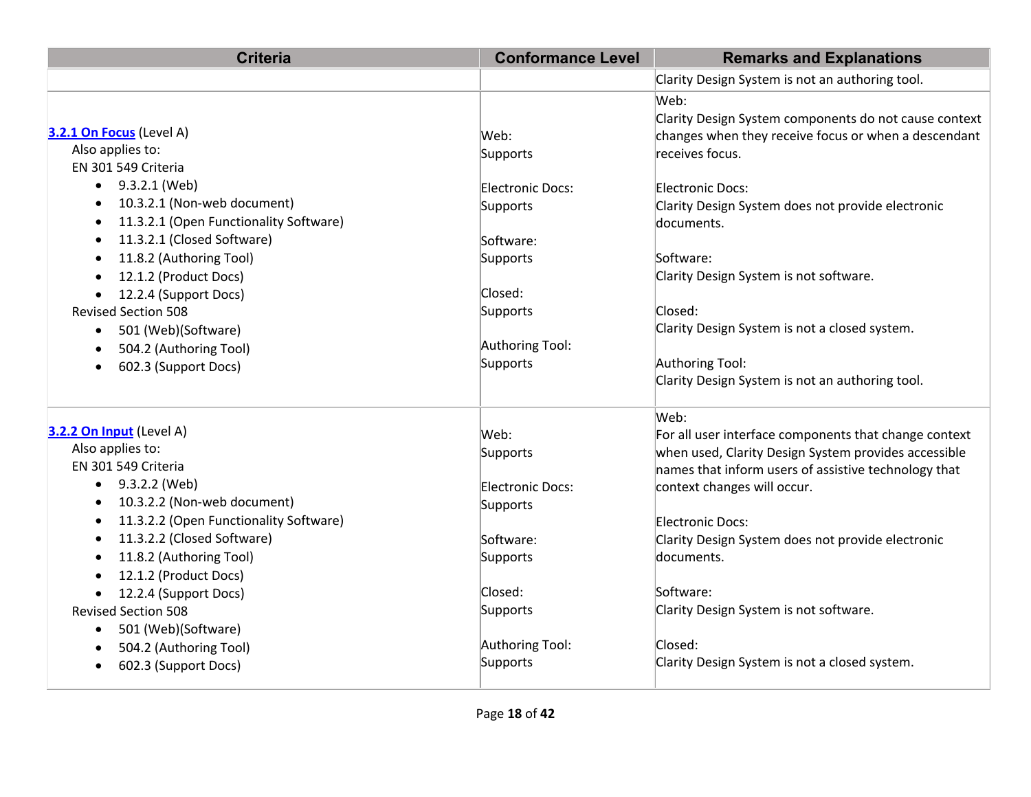| Criteria | Conformance Level | Remarks and Explanations |
| --- | --- | --- |
| | | Clarity Design System is not an authoring tool. |
| **3.2.1 On Focus** (Level A)<br>Also applies to:<br>EN 301 549 Criteria<br>• 9.3.2.1 (Web)<br>• 10.3.2.1 (Non-web document)<br>• 11.3.2.1 (Open Functionality Software)<br>• 11.3.2.1 (Closed Software)<br>• 11.8.2 (Authoring Tool)<br>• 12.1.2 (Product Docs)<br>• 12.2.4 (Support Docs)<br>Revised Section 508<br>• 501 (Web)(Software)<br>• 504.2 (Authoring Tool)<br>• 602.3 (Support Docs) | Web:<br>Supports<br><br>Electronic Docs:<br>Supports<br><br>Software:<br>Supports<br><br>Closed:<br>Supports<br><br>Authoring Tool:<br>Supports | Web:<br>Clarity Design System components do not cause context changes when they receive focus or when a descendant receives focus.<br><br>Electronic Docs:<br>Clarity Design System does not provide electronic documents.<br><br>Software:<br>Clarity Design System is not software.<br><br>Closed:<br>Clarity Design System is not a closed system.<br><br>Authoring Tool:<br>Clarity Design System is not an authoring tool. |
| **3.2.2 On Input** (Level A)<br>Also applies to:<br>EN 301 549 Criteria<br>• 9.3.2.2 (Web)<br>• 10.3.2.2 (Non-web document)<br>• 11.3.2.2 (Open Functionality Software)<br>• 11.3.2.2 (Closed Software)<br>• 11.8.2 (Authoring Tool)<br>• 12.1.2 (Product Docs)<br>• 12.2.4 (Support Docs)<br>Revised Section 508<br>• 501 (Web)(Software)<br>• 504.2 (Authoring Tool)<br>• 602.3 (Support Docs) | Web:<br>Supports<br><br>Electronic Docs:<br>Supports<br><br>Software:<br>Supports<br><br>Closed:<br>Supports<br><br>Authoring Tool:<br>Supports | Web:<br>For all user interface components that change context when used, Clarity Design System provides accessible names that inform users of assistive technology that context changes will occur.<br><br>Electronic Docs:<br>Clarity Design System does not provide electronic documents.<br><br>Software:<br>Clarity Design System is not software.<br><br>Closed:<br>Clarity Design System is not a closed system. |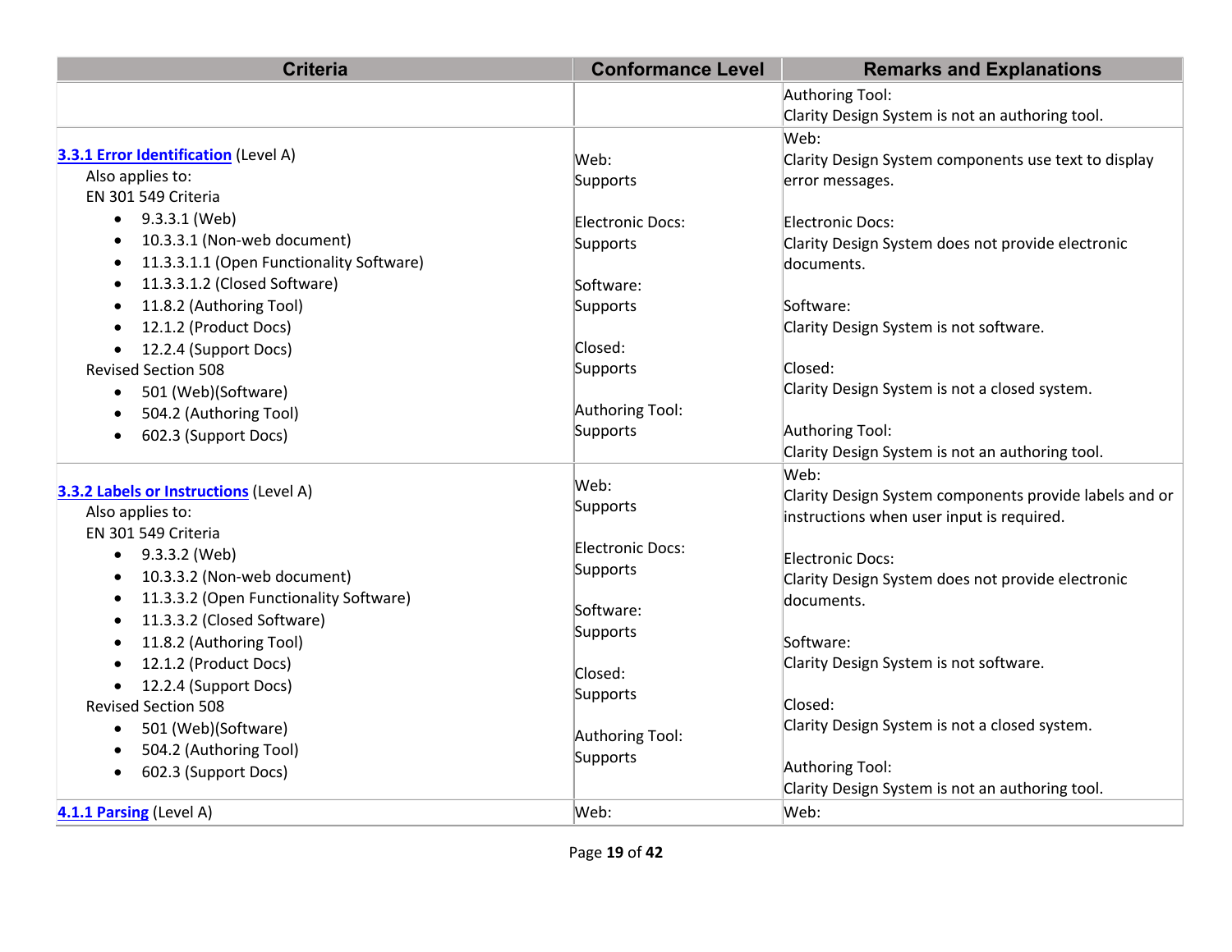| Criteria | Conformance Level | Remarks and Explanations |
|---|---|---|
| | | Authoring Tool:<br>Clarity Design System is not an authoring tool. |
| [3.3.1 Error Identification](#) (Level A)<br>Also applies to:<br>EN 301 549 Criteria<br>• 9.3.3.1 (Web)<br>• 10.3.3.1 (Non-web document)<br>• 11.3.3.1.1 (Open Functionality Software)<br>• 11.3.3.1.2 (Closed Software)<br>• 11.8.2 (Authoring Tool)<br>• 12.1.2 (Product Docs)<br>• 12.2.4 (Support Docs)<br>Revised Section 508<br>• 501 (Web)(Software)<br>• 504.2 (Authoring Tool)<br>• 602.3 (Support Docs) | Web:<br>Supports<br><br>Electronic Docs:<br>Supports<br><br>Software:<br>Supports<br><br>Closed:<br>Supports<br><br>Authoring Tool:<br>Supports | Web:<br>Clarity Design System components use text to display error messages.<br><br>Electronic Docs:<br>Clarity Design System does not provide electronic documents.<br><br>Software:<br>Clarity Design System is not software.<br><br>Closed:<br>Clarity Design System is not a closed system.<br><br>Authoring Tool:<br>Clarity Design System is not an authoring tool. |
| [3.3.2 Labels or Instructions](#) (Level A)<br>Also applies to:<br>EN 301 549 Criteria<br>• 9.3.3.2 (Web)<br>• 10.3.3.2 (Non-web document)<br>• 11.3.3.2 (Open Functionality Software)<br>• 11.3.3.2 (Closed Software)<br>• 11.8.2 (Authoring Tool)<br>• 12.1.2 (Product Docs)<br>• 12.2.4 (Support Docs)<br>Revised Section 508<br>• 501 (Web)(Software)<br>• 504.2 (Authoring Tool)<br>• 602.3 (Support Docs) | Web:<br>Supports<br><br>Electronic Docs:<br>Supports<br><br>Software:<br>Supports<br><br>Closed:<br>Supports<br><br>Authoring Tool:<br>Supports | Web:<br>Clarity Design System components provide labels and or instructions when user input is required.<br><br>Electronic Docs:<br>Clarity Design System does not provide electronic documents.<br><br>Software:<br>Clarity Design System is not software.<br><br>Closed:<br>Clarity Design System is not a closed system.<br><br>Authoring Tool:<br>Clarity Design System is not an authoring tool. |
| [4.1.1 Parsing](#) (Level A) | Web: | Web: |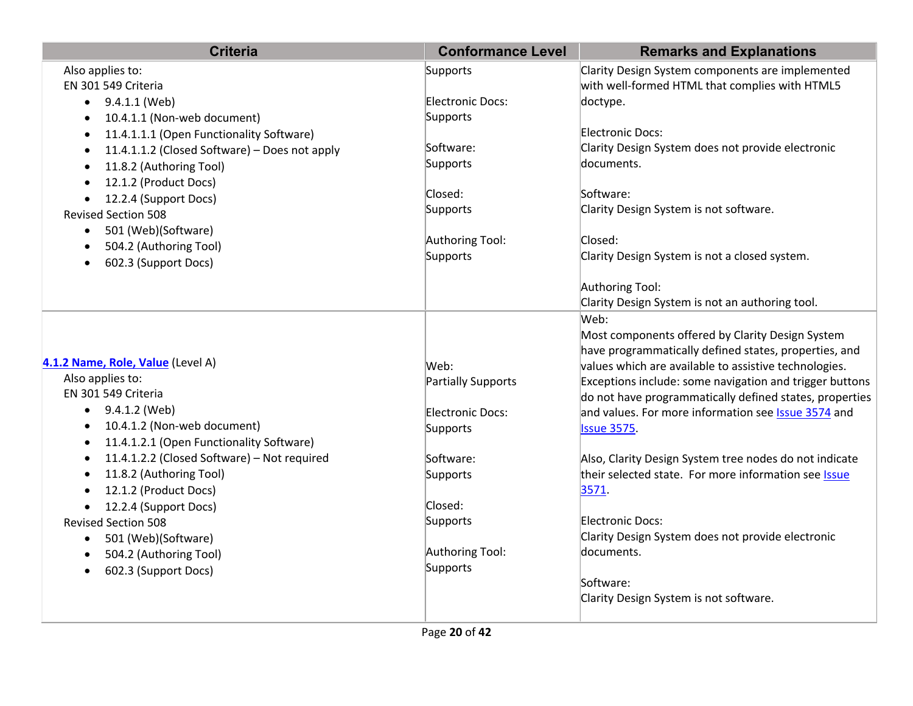| Criteria | Conformance Level | Remarks and Explanations |
|---|---|---|
| Also applies to:<br>EN 301 549 Criteria<br>• 9.4.1.1 (Web)<br>• 10.4.1.1 (Non-web document)<br>• 11.4.1.1.1 (Open Functionality Software)<br>• 11.4.1.1.2 (Closed Software) – Does not apply<br>• 11.8.2 (Authoring Tool)<br>• 12.1.2 (Product Docs)<br>• 12.2.4 (Support Docs)<br>Revised Section 508<br>• 501 (Web)(Software)<br>• 504.2 (Authoring Tool)<br>• 602.3 (Support Docs) | Supports<br><br>Electronic Docs:<br>Supports<br><br>Software:<br>Supports<br><br>Closed:<br>Supports<br><br>Authoring Tool:<br>Supports | Clarity Design System components are implemented with well-formed HTML that complies with HTML5 doctype.<br><br>Electronic Docs:<br>Clarity Design System does not provide electronic documents.<br><br>Software:<br>Clarity Design System is not software.<br><br>Closed:<br>Clarity Design System is not a closed system.<br><br>Authoring Tool:<br>Clarity Design System is not an authoring tool. |
| **4.1.2 Name, Role, Value** (Level A)<br>Also applies to:<br>EN 301 549 Criteria<br>• 9.4.1.2 (Web)<br>• 10.4.1.2 (Non-web document)<br>• 11.4.1.2.1 (Open Functionality Software)<br>• 11.4.1.2.2 (Closed Software) – Not required<br>• 11.8.2 (Authoring Tool)<br>• 12.1.2 (Product Docs)<br>• 12.2.4 (Support Docs)<br>Revised Section 508<br>• 501 (Web)(Software)<br>• 504.2 (Authoring Tool)<br>• 602.3 (Support Docs) | Web:<br>Partially Supports<br><br>Electronic Docs:<br>Supports<br><br>Software:<br>Supports<br><br>Closed:<br>Supports<br><br>Authoring Tool:<br>Supports | Web:<br>Most components offered by Clarity Design System have programmatically defined states, properties, and values which are available to assistive technologies. Exceptions include: some navigation and trigger buttons do not have programmatically defined states, properties and values. For more information see Issue 3574 and Issue 3575.<br><br>Also, Clarity Design System tree nodes do not indicate their selected state. For more information see Issue 3571.<br><br>Electronic Docs:<br>Clarity Design System does not provide electronic documents.<br><br>Software:<br>Clarity Design System is not software. |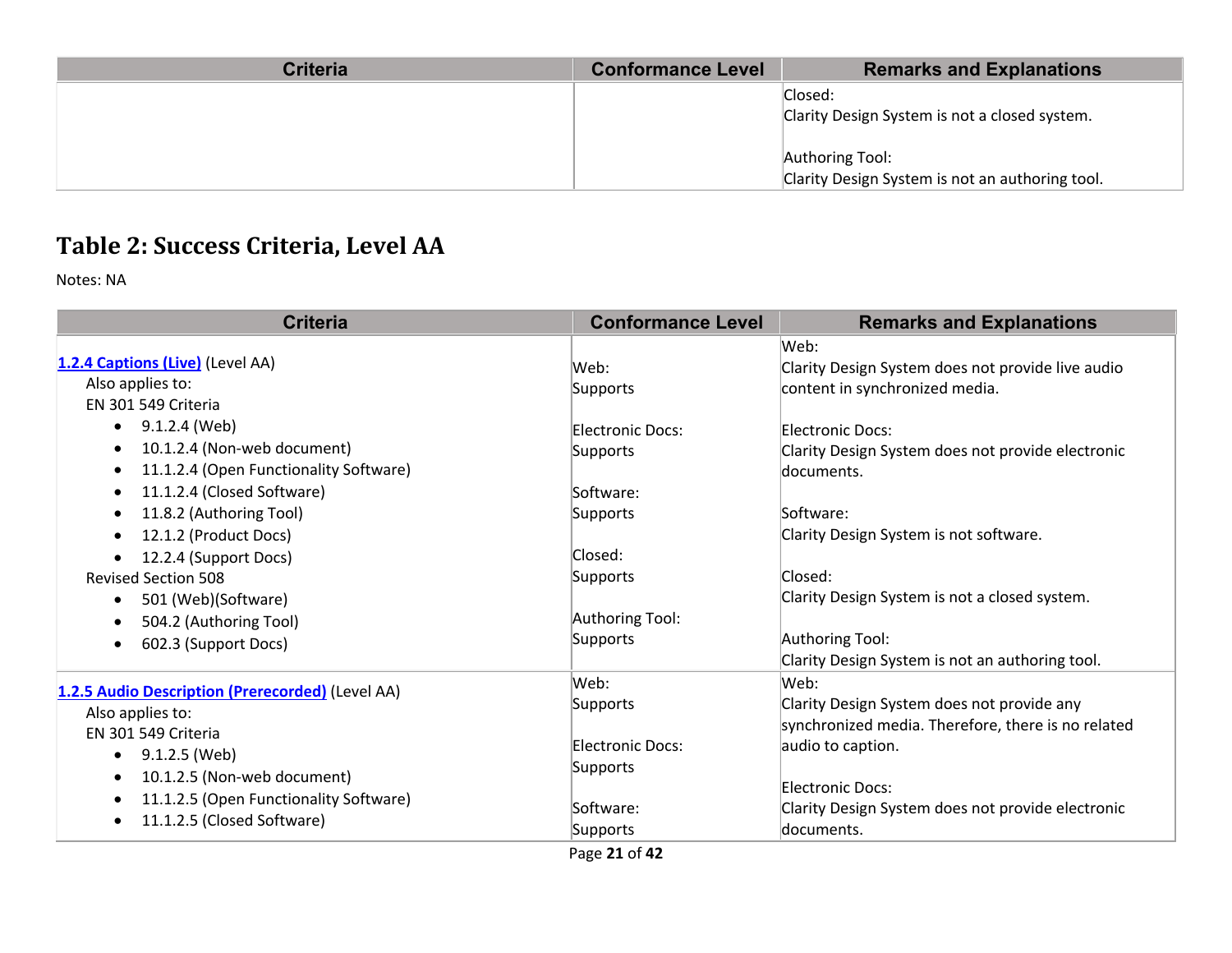| Criteria | Conformance Level | Remarks and Explanations |
|---|---|---|
| | | Closed:<br>Clarity Design System is not a closed system.<br><br>Authoring Tool:<br>Clarity Design System is not an authoring tool. |

## Table 2: Success Criteria, Level AA

Notes: NA

| Criteria | Conformance Level | Remarks and Explanations |
|---|---|---|
| [1.2.4 Captions (Live)](#) (Level AA)<br>Also applies to:<br>EN 301 549 Criteria<br>• 9.1.2.4 (Web)<br>• 10.1.2.4 (Non-web document)<br>• 11.1.2.4 (Open Functionality Software)<br>• 11.1.2.4 (Closed Software)<br>• 11.8.2 (Authoring Tool)<br>• 12.1.2 (Product Docs)<br>• 12.2.4 (Support Docs)<br>Revised Section 508<br>• 501 (Web)(Software)<br>• 504.2 (Authoring Tool)<br>• 602.3 (Support Docs) | Web:<br>Supports<br><br>Electronic Docs:<br>Supports<br><br>Software:<br>Supports<br><br>Closed:<br>Supports<br><br>Authoring Tool:<br>Supports | Web:<br>Clarity Design System does not provide live audio content in synchronized media.<br><br>Electronic Docs:<br>Clarity Design System does not provide electronic documents.<br><br>Software:<br>Clarity Design System is not software.<br><br>Closed:<br>Clarity Design System is not a closed system.<br><br>Authoring Tool:<br>Clarity Design System is not an authoring tool. |
| [1.2.5 Audio Description (Prerecorded)](#) (Level AA)<br>Also applies to:<br>EN 301 549 Criteria<br>• 9.1.2.5 (Web)<br>• 10.1.2.5 (Non-web document)<br>• 11.1.2.5 (Open Functionality Software)<br>• 11.1.2.5 (Closed Software) | Web:<br>Supports<br><br>Electronic Docs:<br>Supports<br><br>Software:<br>Supports | Web:<br>Clarity Design System does not provide any synchronized media. Therefore, there is no related audio to caption.<br><br>Electronic Docs:<br>Clarity Design System does not provide electronic documents. |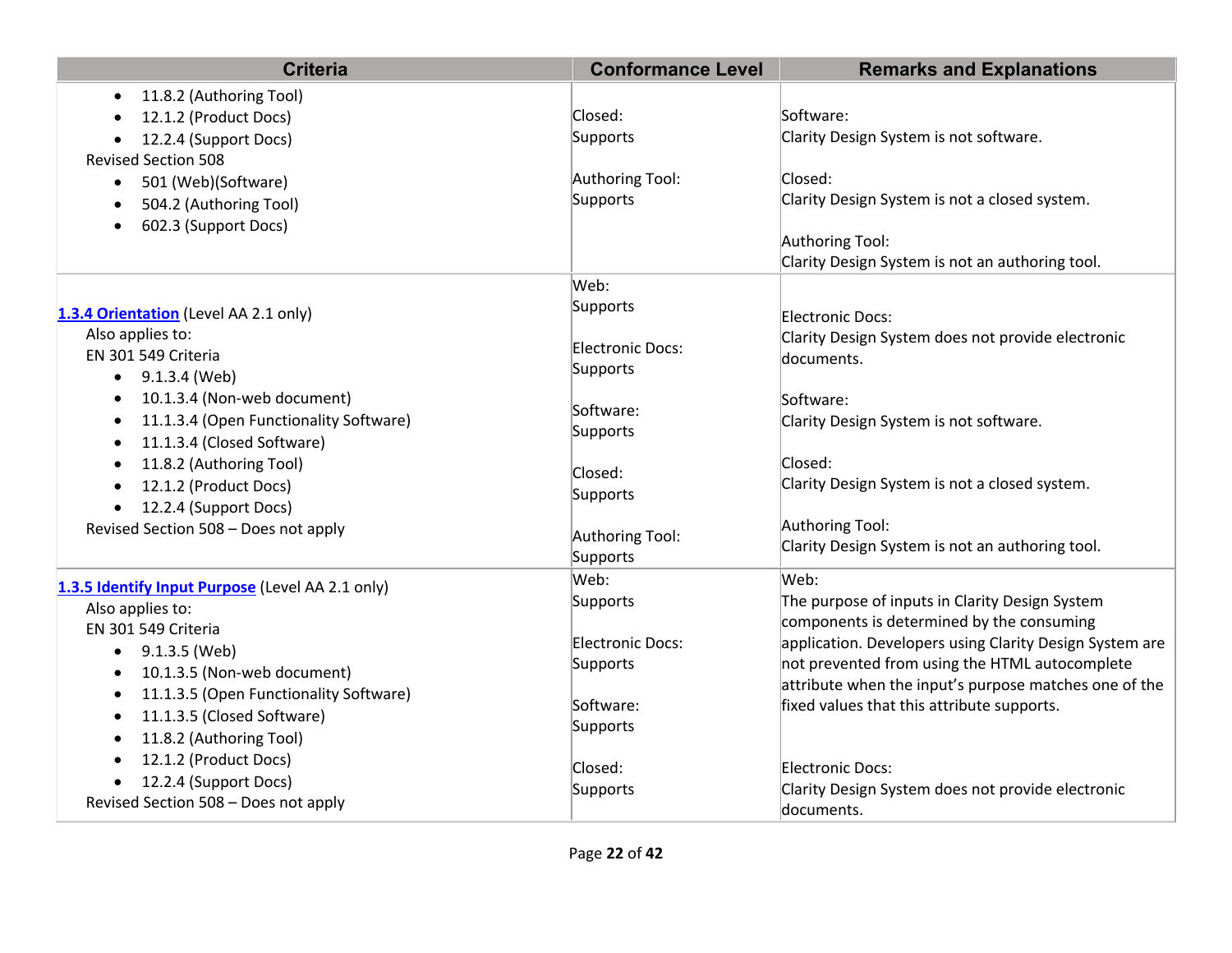| Criteria | Conformance Level | Remarks and Explanations |
| --- | --- | --- |
| • 11.8.2 (Authoring Tool)<br>• 12.1.2 (Product Docs)<br>• 12.2.4 (Support Docs)<br>Revised Section 508<br>• 501 (Web)(Software)<br>• 504.2 (Authoring Tool)<br>• 602.3 (Support Docs) | Closed:<br>Supports<br><br>Authoring Tool:<br>Supports | Software:<br>Clarity Design System is not software.<br><br>Closed:<br>Clarity Design System is not a closed system.<br><br>Authoring Tool:<br>Clarity Design System is not an authoring tool. |
| **1.3.4 Orientation** (Level AA 2.1 only)<br>Also applies to:<br>EN 301 549 Criteria<br>• 9.1.3.4 (Web)<br>• 10.1.3.4 (Non-web document)<br>• 11.1.3.4 (Open Functionality Software)<br>• 11.1.3.4 (Closed Software)<br>• 11.8.2 (Authoring Tool)<br>• 12.1.2 (Product Docs)<br>• 12.2.4 (Support Docs)<br>Revised Section 508 – Does not apply | Web:<br>Supports<br><br>Electronic Docs:<br>Supports<br><br>Software:<br>Supports<br><br>Closed:<br>Supports<br><br>Authoring Tool:<br>Supports | Electronic Docs:<br>Clarity Design System does not provide electronic documents.<br><br>Software:<br>Clarity Design System is not software.<br><br>Closed:<br>Clarity Design System is not a closed system.<br><br>Authoring Tool:<br>Clarity Design System is not an authoring tool. |
| **1.3.5 Identify Input Purpose** (Level AA 2.1 only)<br>Also applies to:<br>EN 301 549 Criteria<br>• 9.1.3.5 (Web)<br>• 10.1.3.5 (Non-web document)<br>• 11.1.3.5 (Open Functionality Software)<br>• 11.1.3.5 (Closed Software)<br>• 11.8.2 (Authoring Tool)<br>• 12.1.2 (Product Docs)<br>• 12.2.4 (Support Docs)<br>Revised Section 508 – Does not apply | Web:<br>Supports<br><br>Electronic Docs:<br>Supports<br><br>Software:<br>Supports<br><br>Closed:<br>Supports | Web:<br>The purpose of inputs in Clarity Design System components is determined by the consuming application. Developers using Clarity Design System are not prevented from using the HTML autocomplete attribute when the input's purpose matches one of the fixed values that this attribute supports.<br><br>Electronic Docs:<br>Clarity Design System does not provide electronic documents. |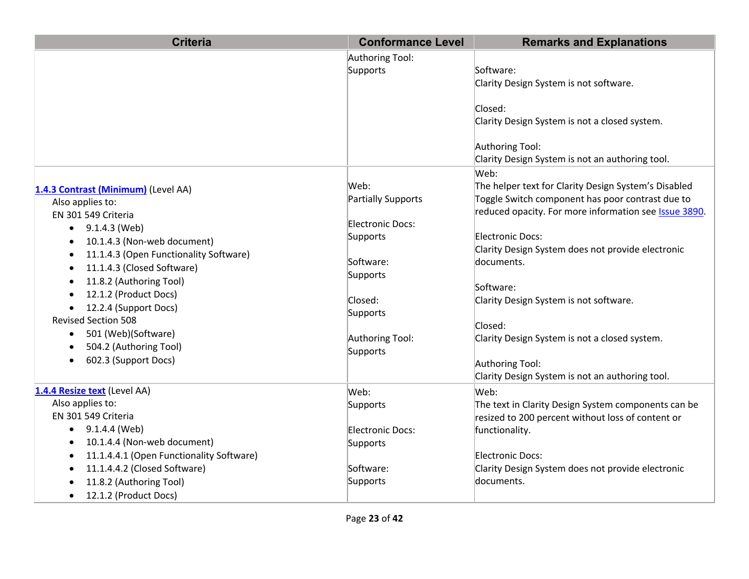| Criteria | Conformance Level | Remarks and Explanations |
|---|---|---|
| | Authoring Tool: Supports | Software: Clarity Design System is not software.<br><br>Closed: Clarity Design System is not a closed system.<br><br>Authoring Tool: Clarity Design System is not an authoring tool. |
| [1.4.3 Contrast (Minimum)](#) (Level AA)<br>Also applies to:<br>EN 301 549 Criteria<br>• 9.1.4.3 (Web)<br>• 10.1.4.3 (Non-web document)<br>• 11.1.4.3 (Open Functionality Software)<br>• 11.1.4.3 (Closed Software)<br>• 11.8.2 (Authoring Tool)<br>• 12.1.2 (Product Docs)<br>• 12.2.4 (Support Docs)<br>Revised Section 508<br>• 501 (Web)(Software)<br>• 504.2 (Authoring Tool)<br>• 602.3 (Support Docs) | Web: Partially Supports<br><br>Electronic Docs: Supports<br><br>Software: Supports<br><br>Closed: Supports<br><br>Authoring Tool: Supports | Web: The helper text for Clarity Design System's Disabled Toggle Switch component has poor contrast due to reduced opacity. For more information see [Issue 3890](#).<br><br>Electronic Docs: Clarity Design System does not provide electronic documents.<br><br>Software: Clarity Design System is not software.<br><br>Closed: Clarity Design System is not a closed system.<br><br>Authoring Tool: Clarity Design System is not an authoring tool. |
| [1.4.4 Resize text](#) (Level AA)<br>Also applies to:<br>EN 301 549 Criteria<br>• 9.1.4.4 (Web)<br>• 10.1.4.4 (Non-web document)<br>• 11.1.4.4.1 (Open Functionality Software)<br>• 11.1.4.4.2 (Closed Software)<br>• 11.8.2 (Authoring Tool)<br>• 12.1.2 (Product Docs) | Web: Supports<br><br>Electronic Docs: Supports<br><br>Software: Supports | Web: The text in Clarity Design System components can be resized to 200 percent without loss of content or functionality.<br><br>Electronic Docs: Clarity Design System does not provide electronic documents. |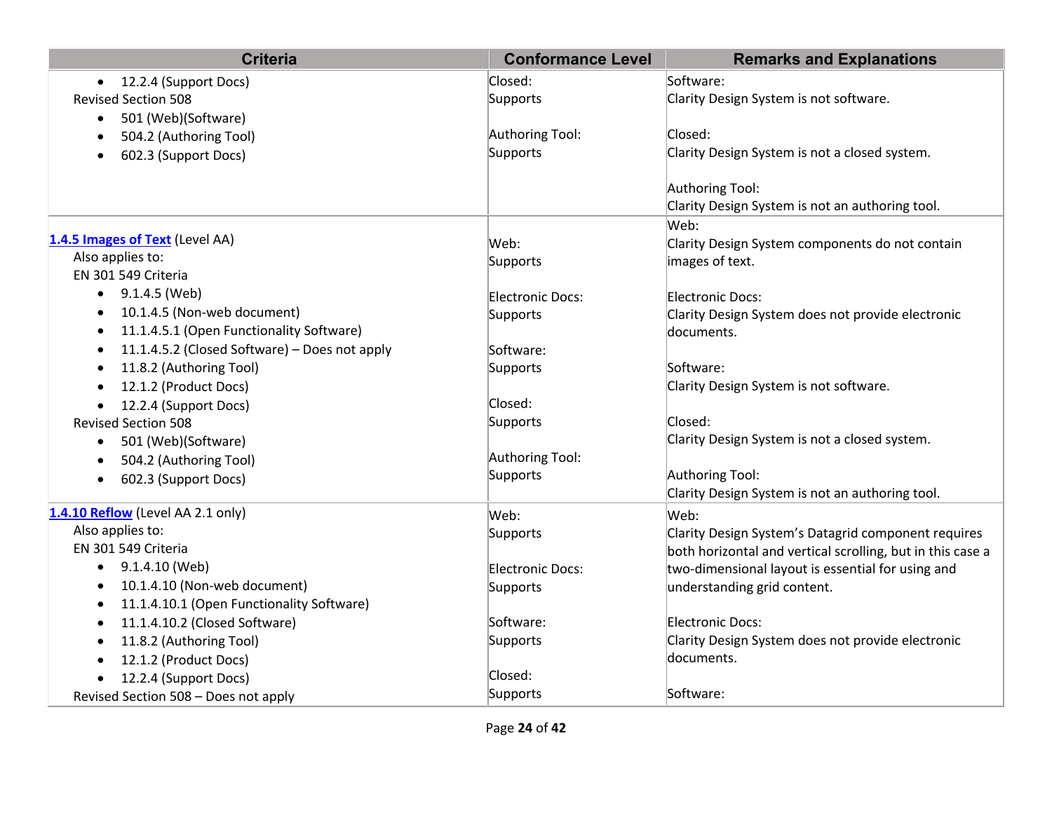| Criteria | Conformance Level | Remarks and Explanations |
|---|---|---|
| • 12.2.4 (Support Docs)<br>Revised Section 508<br>• 501 (Web)(Software)<br>• 504.2 (Authoring Tool)<br>• 602.3 (Support Docs) | Closed:<br>Supports<br><br>Authoring Tool:<br>Supports | Software:<br>Clarity Design System is not software.<br><br>Closed:<br>Clarity Design System is not a closed system.<br><br>Authoring Tool:<br>Clarity Design System is not an authoring tool. |
| **[1.4.5 Images of Text](https://www.w3.org/TR/WCAG21/#images-of-text)** (Level AA)<br>Also applies to:<br>EN 301 549 Criteria<br>• 9.1.4.5 (Web)<br>• 10.1.4.5 (Non-web document)<br>• 11.1.4.5.1 (Open Functionality Software)<br>• 11.1.4.5.2 (Closed Software) – Does not apply<br>• 11.8.2 (Authoring Tool)<br>• 12.1.2 (Product Docs)<br>• 12.2.4 (Support Docs)<br>Revised Section 508<br>• 501 (Web)(Software)<br>• 504.2 (Authoring Tool)<br>• 602.3 (Support Docs) | Web:<br>Supports<br><br>Electronic Docs:<br>Supports<br><br>Software:<br>Supports<br><br>Closed:<br>Supports<br><br>Authoring Tool:<br>Supports | Web:<br>Clarity Design System components do not contain images of text.<br><br>Electronic Docs:<br>Clarity Design System does not provide electronic documents.<br><br>Software:<br>Clarity Design System is not software.<br><br>Closed:<br>Clarity Design System is not a closed system.<br><br>Authoring Tool:<br>Clarity Design System is not an authoring tool. |
| **[1.4.10 Reflow](https://www.w3.org/TR/WCAG21/#reflow)** (Level AA 2.1 only)<br>Also applies to:<br>EN 301 549 Criteria<br>• 9.1.4.10 (Web)<br>• 10.1.4.10 (Non-web document)<br>• 11.1.4.10.1 (Open Functionality Software)<br>• 11.1.4.10.2 (Closed Software)<br>• 11.8.2 (Authoring Tool)<br>• 12.1.2 (Product Docs)<br>• 12.2.4 (Support Docs)<br>Revised Section 508 – Does not apply | Web:<br>Supports<br><br>Electronic Docs:<br>Supports<br><br>Software:<br>Supports<br><br>Closed:<br>Supports | Web:<br>Clarity Design System's Datagrid component requires both horizontal and vertical scrolling, but in this case a two-dimensional layout is essential for using and understanding grid content.<br><br>Electronic Docs:<br>Clarity Design System does not provide electronic documents.<br><br>Software: |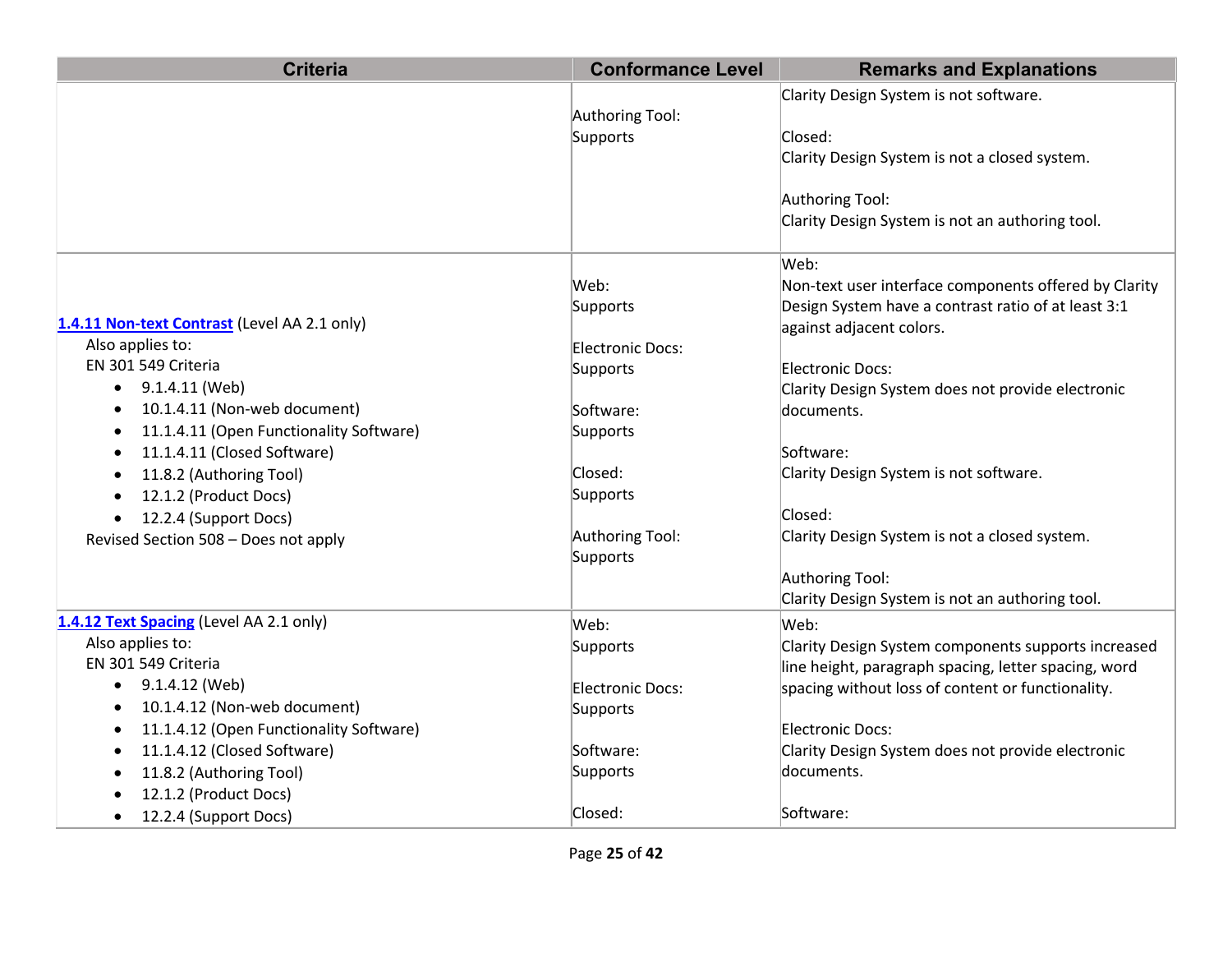| Criteria | Conformance Level | Remarks and Explanations |
| --- | --- | --- |
| | Authoring Tool: Supports | Clarity Design System is not software.<br><br>Closed: Clarity Design System is not a closed system.<br><br>Authoring Tool: Clarity Design System is not an authoring tool. |
| **[1.4.11 Non-text Contrast](#)** (Level AA 2.1 only)<br>Also applies to:<br>EN 301 549 Criteria<br>• 9.1.4.11 (Web)<br>• 10.1.4.11 (Non-web document)<br>• 11.1.4.11 (Open Functionality Software)<br>• 11.1.4.11 (Closed Software)<br>• 11.8.2 (Authoring Tool)<br>• 12.1.2 (Product Docs)<br>• 12.2.4 (Support Docs)<br>Revised Section 508 – Does not apply | Web: Supports<br><br>Electronic Docs: Supports<br><br>Software: Supports<br><br>Closed: Supports<br><br>Authoring Tool: Supports | Web: Non-text user interface components offered by Clarity Design System have a contrast ratio of at least 3:1 against adjacent colors.<br><br>Electronic Docs: Clarity Design System does not provide electronic documents.<br><br>Software: Clarity Design System is not software.<br><br>Closed: Clarity Design System is not a closed system.<br><br>Authoring Tool: Clarity Design System is not an authoring tool. |
| **[1.4.12 Text Spacing](#)** (Level AA 2.1 only)<br>Also applies to:<br>EN 301 549 Criteria<br>• 9.1.4.12 (Web)<br>• 10.1.4.12 (Non-web document)<br>• 11.1.4.12 (Open Functionality Software)<br>• 11.1.4.12 (Closed Software)<br>• 11.8.2 (Authoring Tool)<br>• 12.1.2 (Product Docs)<br>• 12.2.4 (Support Docs) | Web: Supports<br><br>Electronic Docs: Supports<br><br>Software: Supports<br><br>Closed: | Web: Clarity Design System components supports increased line height, paragraph spacing, letter spacing, word spacing without loss of content or functionality.<br><br>Electronic Docs: Clarity Design System does not provide electronic documents.<br><br>Software: |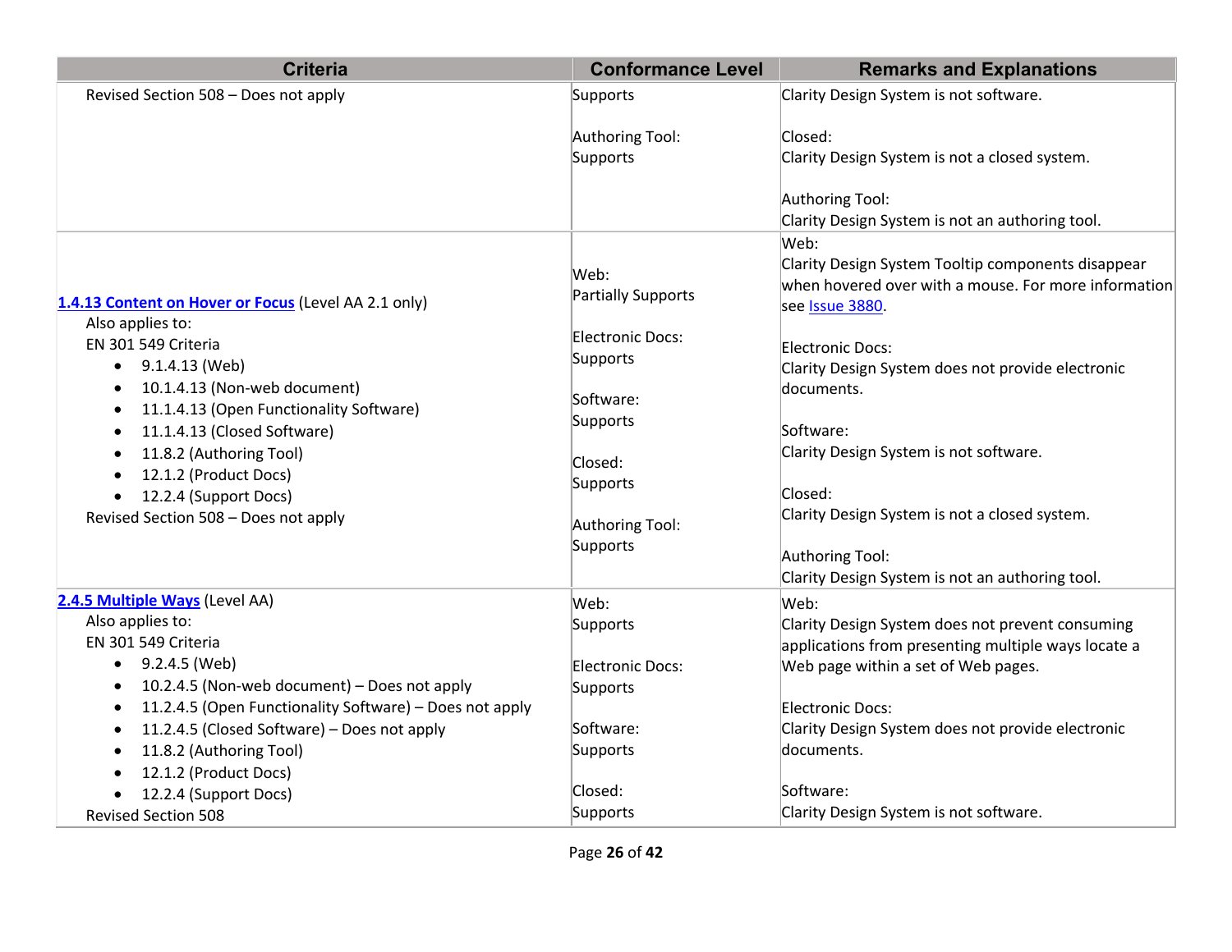| Criteria | Conformance Level | Remarks and Explanations |
|---|---|---|
| Revised Section 508 – Does not apply | Supports<br><br>Authoring Tool:<br>Supports | Clarity Design System is not software.<br><br>Closed:<br>Clarity Design System is not a closed system.<br><br>Authoring Tool:<br>Clarity Design System is not an authoring tool. |
| [1.4.13 Content on Hover or Focus]() (Level AA 2.1 only)<br>Also applies to:<br>EN 301 549 Criteria<br>• 9.1.4.13 (Web)<br>• 10.1.4.13 (Non-web document)<br>• 11.1.4.13 (Open Functionality Software)<br>• 11.1.4.13 (Closed Software)<br>• 11.8.2 (Authoring Tool)<br>• 12.1.2 (Product Docs)<br>• 12.2.4 (Support Docs)<br>Revised Section 508 – Does not apply | Web:<br>Partially Supports<br><br>Electronic Docs:<br>Supports<br><br>Software:<br>Supports<br><br>Closed:<br>Supports<br><br>Authoring Tool:<br>Supports | Web:<br>Clarity Design System Tooltip components disappear when hovered over with a mouse. For more information see [Issue 3880]().<br><br>Electronic Docs:<br>Clarity Design System does not provide electronic documents.<br><br>Software:<br>Clarity Design System is not software.<br><br>Closed:<br>Clarity Design System is not a closed system.<br><br>Authoring Tool:<br>Clarity Design System is not an authoring tool. |
| [2.4.5 Multiple Ways]() (Level AA)<br>Also applies to:<br>EN 301 549 Criteria<br>• 9.2.4.5 (Web)<br>• 10.2.4.5 (Non-web document) – Does not apply<br>• 11.2.4.5 (Open Functionality Software) – Does not apply<br>• 11.2.4.5 (Closed Software) – Does not apply<br>• 11.8.2 (Authoring Tool)<br>• 12.1.2 (Product Docs)<br>• 12.2.4 (Support Docs)<br>Revised Section 508 | Web:<br>Supports<br><br>Electronic Docs:<br>Supports<br><br>Software:<br>Supports<br><br>Closed:<br>Supports | Web:<br>Clarity Design System does not prevent consuming applications from presenting multiple ways locate a Web page within a set of Web pages.<br><br>Electronic Docs:<br>Clarity Design System does not provide electronic documents.<br><br>Software:<br>Clarity Design System is not software. |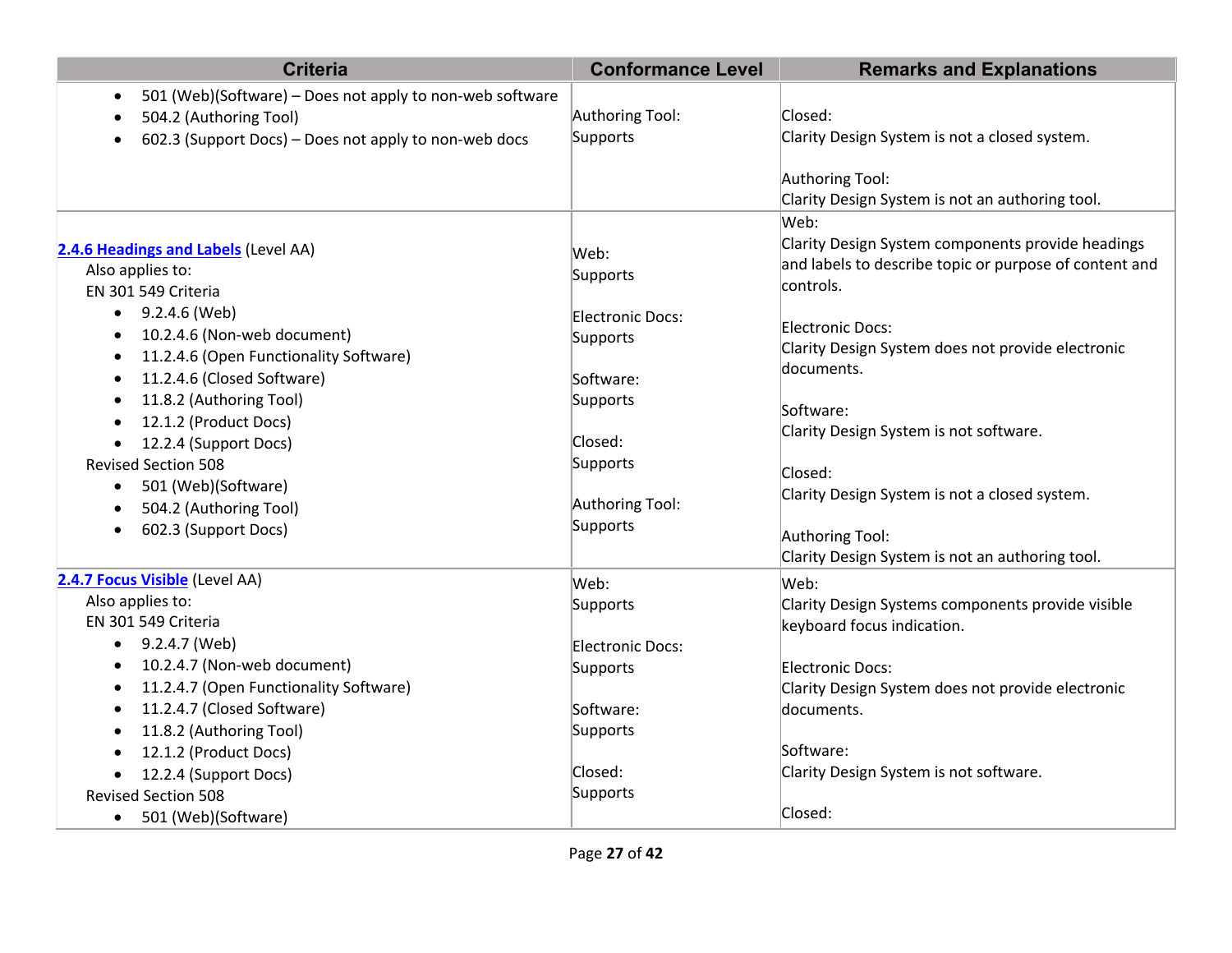| Criteria | Conformance Level | Remarks and Explanations |
|---|---|---|
| <ul><li>501 (Web)(Software) – Does not apply to non-web software</li><li>504.2 (Authoring Tool)</li><li>602.3 (Support Docs) – Does not apply to non-web docs</li></ul> | Authoring Tool: Supports | Closed: Clarity Design System is not a closed system.<br><br>Authoring Tool: Clarity Design System is not an authoring tool. |
| [2.4.6 Headings and Labels]() (Level AA)<br>Also applies to:<br>EN 301 549 Criteria<ul><li>9.2.4.6 (Web)</li><li>10.2.4.6 (Non-web document)</li><li>11.2.4.6 (Open Functionality Software)</li><li>11.2.4.6 (Closed Software)</li><li>11.8.2 (Authoring Tool)</li><li>12.1.2 (Product Docs)</li><li>12.2.4 (Support Docs)</li></ul>Revised Section 508<ul><li>501 (Web)(Software)</li><li>504.2 (Authoring Tool)</li><li>602.3 (Support Docs)</li></ul> | Web: Supports<br><br>Electronic Docs: Supports<br><br>Software: Supports<br><br>Closed: Supports<br><br>Authoring Tool: Supports | Web: Clarity Design System components provide headings and labels to describe topic or purpose of content and controls.<br><br>Electronic Docs: Clarity Design System does not provide electronic documents.<br><br>Software: Clarity Design System is not software.<br><br>Closed: Clarity Design System is not a closed system.<br><br>Authoring Tool: Clarity Design System is not an authoring tool. |
| [2.4.7 Focus Visible]() (Level AA)<br>Also applies to:<br>EN 301 549 Criteria<ul><li>9.2.4.7 (Web)</li><li>10.2.4.7 (Non-web document)</li><li>11.2.4.7 (Open Functionality Software)</li><li>11.2.4.7 (Closed Software)</li><li>11.8.2 (Authoring Tool)</li><li>12.1.2 (Product Docs)</li><li>12.2.4 (Support Docs)</li></ul>Revised Section 508<ul><li>501 (Web)(Software)</li></ul> | Web: Supports<br><br>Electronic Docs: Supports<br><br>Software: Supports<br><br>Closed: Supports | Web: Clarity Design Systems components provide visible keyboard focus indication.<br><br>Electronic Docs: Clarity Design System does not provide electronic documents.<br><br>Software: Clarity Design System is not software.<br><br>Closed: |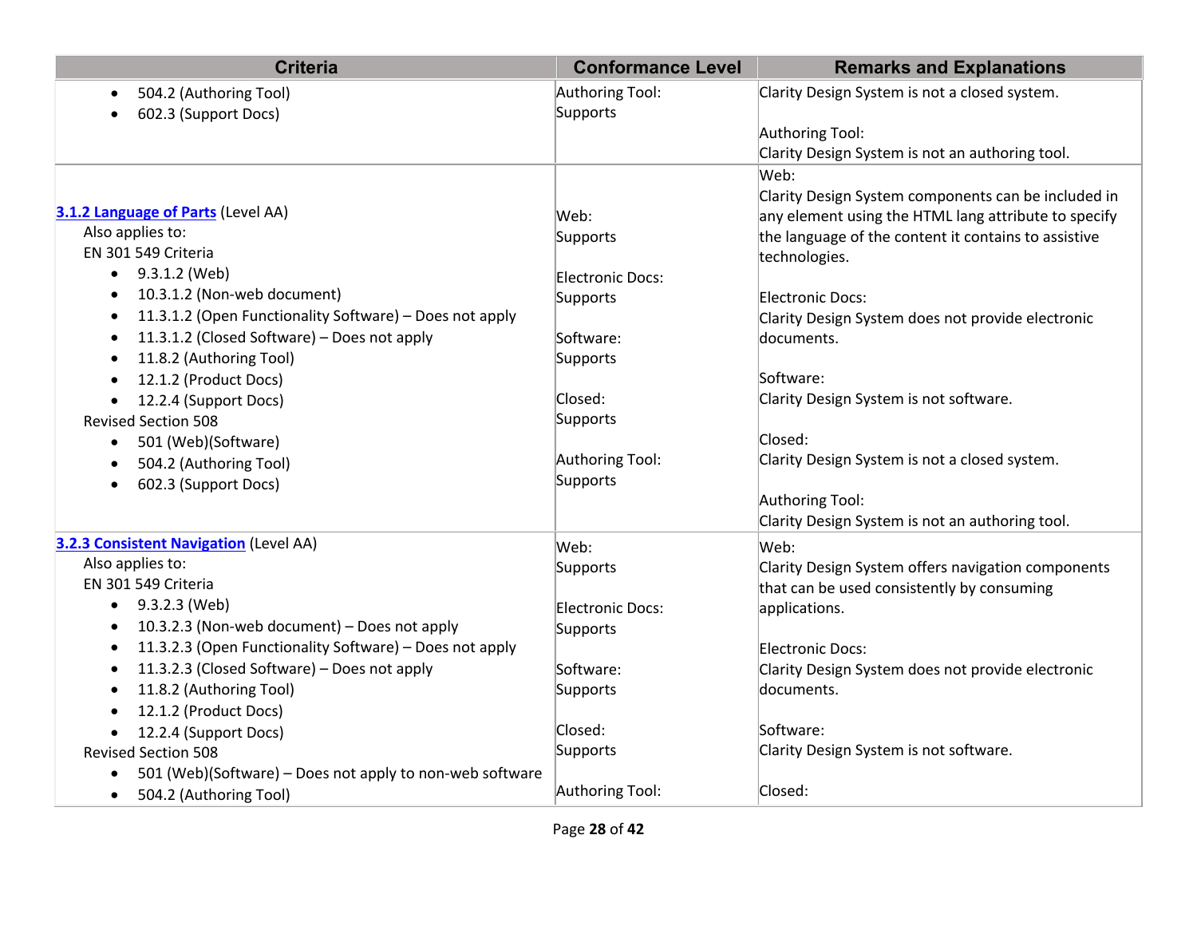| Criteria | Conformance Level | Remarks and Explanations |
|---|---|---|
| • 504.2 (Authoring Tool)<br>• 602.3 (Support Docs) | Authoring Tool: Supports | Clarity Design System is not a closed system.<br><br>Authoring Tool:<br>Clarity Design System is not an authoring tool. |
| **[3.1.2 Language of Parts](#)** (Level AA)<br>Also applies to:<br>EN 301 549 Criteria<br>• 9.3.1.2 (Web)<br>• 10.3.1.2 (Non-web document)<br>• 11.3.1.2 (Open Functionality Software) – Does not apply<br>• 11.3.1.2 (Closed Software) – Does not apply<br>• 11.8.2 (Authoring Tool)<br>• 12.1.2 (Product Docs)<br>• 12.2.4 (Support Docs)<br>Revised Section 508<br>• 501 (Web)(Software)<br>• 504.2 (Authoring Tool)<br>• 602.3 (Support Docs) | Web:<br>Supports<br><br>Electronic Docs:<br>Supports<br><br>Software:<br>Supports<br><br>Closed:<br>Supports<br><br>Authoring Tool:<br>Supports | Web:<br>Clarity Design System components can be included in any element using the HTML lang attribute to specify the language of the content it contains to assistive technologies.<br><br>Electronic Docs:<br>Clarity Design System does not provide electronic documents.<br><br>Software:<br>Clarity Design System is not software.<br><br>Closed:<br>Clarity Design System is not a closed system.<br><br>Authoring Tool:<br>Clarity Design System is not an authoring tool. |
| **[3.2.3 Consistent Navigation](#)** (Level AA)<br>Also applies to:<br>EN 301 549 Criteria<br>• 9.3.2.3 (Web)<br>• 10.3.2.3 (Non-web document) – Does not apply<br>• 11.3.2.3 (Open Functionality Software) – Does not apply<br>• 11.3.2.3 (Closed Software) – Does not apply<br>• 11.8.2 (Authoring Tool)<br>• 12.1.2 (Product Docs)<br>• 12.2.4 (Support Docs)<br>Revised Section 508<br>• 501 (Web)(Software) – Does not apply to non-web software<br>• 504.2 (Authoring Tool) | Web:<br>Supports<br><br>Electronic Docs:<br>Supports<br><br>Software:<br>Supports<br><br>Closed:<br>Supports<br><br>Authoring Tool: | Web:<br>Clarity Design System offers navigation components that can be used consistently by consuming applications.<br><br>Electronic Docs:<br>Clarity Design System does not provide electronic documents.<br><br>Software:<br>Clarity Design System is not software.<br><br>Closed: |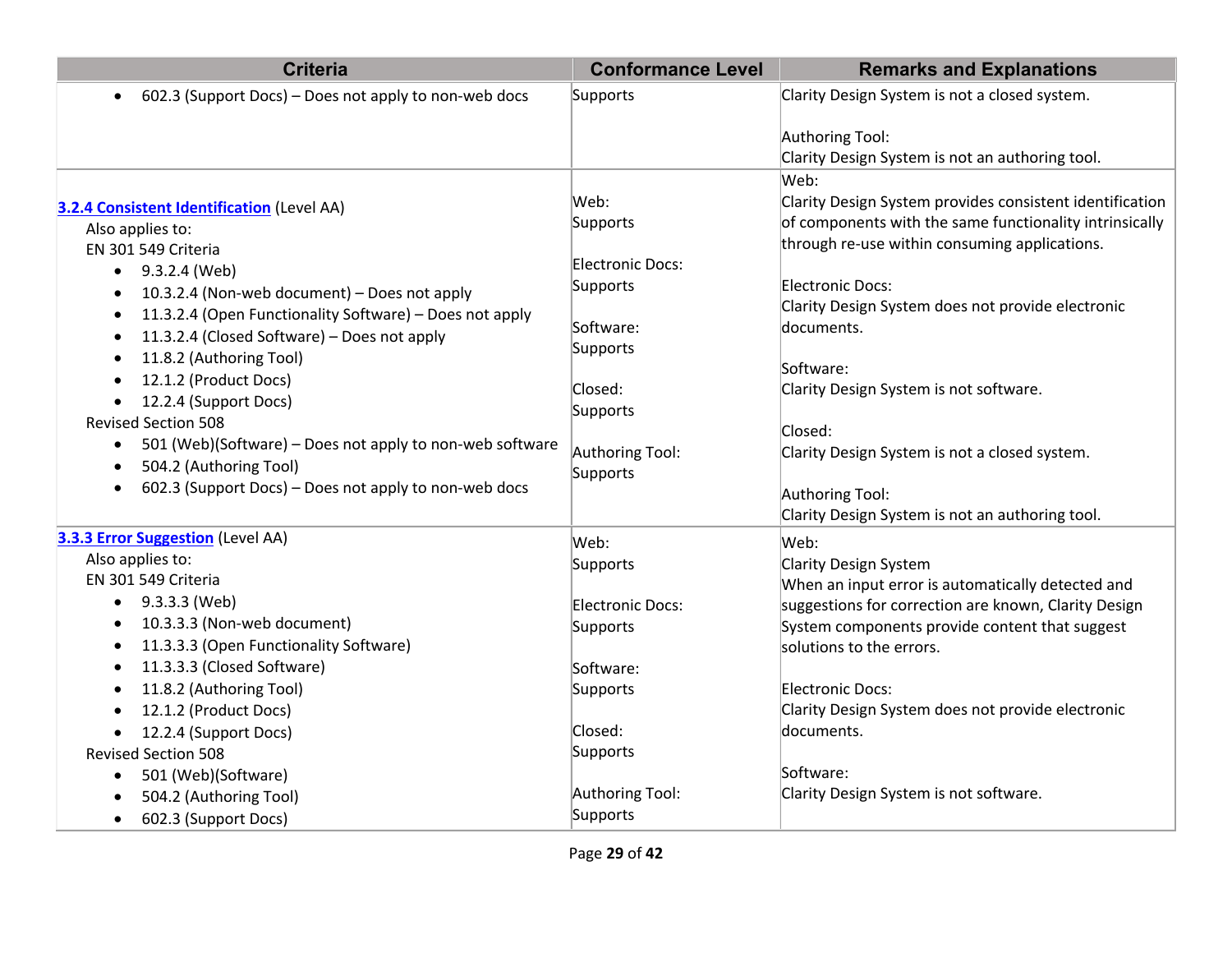| Criteria | Conformance Level | Remarks and Explanations |
|---|---|---|
| • 602.3 (Support Docs) – Does not apply to non-web docs | Supports | Clarity Design System is not a closed system.<br><br>Authoring Tool:<br>Clarity Design System is not an authoring tool. |
| **3.2.4 Consistent Identification** (Level AA)<br>Also applies to:<br>EN 301 549 Criteria<br>• 9.3.2.4 (Web)<br>• 10.3.2.4 (Non-web document) – Does not apply<br>• 11.3.2.4 (Open Functionality Software) – Does not apply<br>• 11.3.2.4 (Closed Software) – Does not apply<br>• 11.8.2 (Authoring Tool)<br>• 12.1.2 (Product Docs)<br>• 12.2.4 (Support Docs)<br>Revised Section 508<br>• 501 (Web)(Software) – Does not apply to non-web software<br>• 504.2 (Authoring Tool)<br>• 602.3 (Support Docs) – Does not apply to non-web docs | Web:<br>Supports<br><br>Electronic Docs:<br>Supports<br><br>Software:<br>Supports<br><br>Closed:<br>Supports<br><br>Authoring Tool:<br>Supports | Web:<br>Clarity Design System provides consistent identification of components with the same functionality intrinsically through re-use within consuming applications.<br><br>Electronic Docs:<br>Clarity Design System does not provide electronic documents.<br><br>Software:<br>Clarity Design System is not software.<br><br>Closed:<br>Clarity Design System is not a closed system.<br><br>Authoring Tool:<br>Clarity Design System is not an authoring tool. |
| **3.3.3 Error Suggestion** (Level AA)<br>Also applies to:<br>EN 301 549 Criteria<br>• 9.3.3.3 (Web)<br>• 10.3.3.3 (Non-web document)<br>• 11.3.3.3 (Open Functionality Software)<br>• 11.3.3.3 (Closed Software)<br>• 11.8.2 (Authoring Tool)<br>• 12.1.2 (Product Docs)<br>• 12.2.4 (Support Docs)<br>Revised Section 508<br>• 501 (Web)(Software)<br>• 504.2 (Authoring Tool)<br>• 602.3 (Support Docs) | Web:<br>Supports<br><br>Electronic Docs:<br>Supports<br><br>Software:<br>Supports<br><br>Closed:<br>Supports<br><br>Authoring Tool:<br>Supports | Web:<br>Clarity Design System<br>When an input error is automatically detected and suggestions for correction are known, Clarity Design System components provide content that suggest solutions to the errors.<br><br>Electronic Docs:<br>Clarity Design System does not provide electronic documents.<br><br>Software:<br>Clarity Design System is not software. |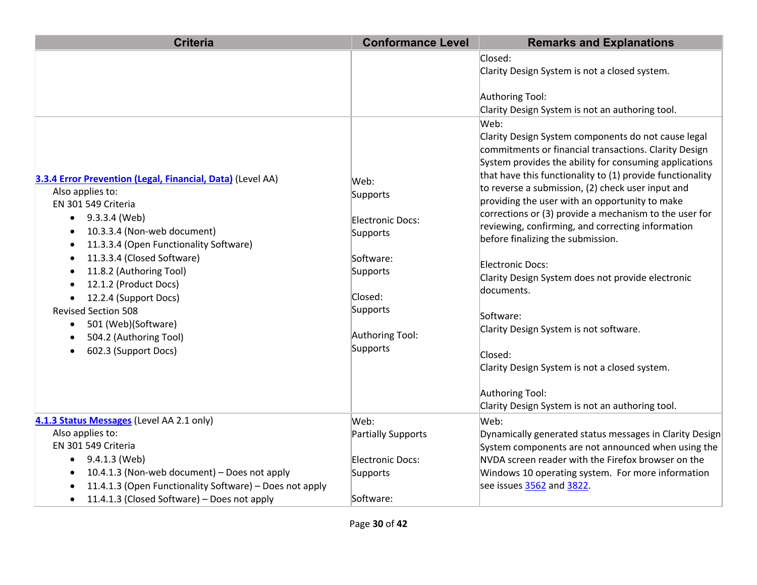| Criteria | Conformance Level | Remarks and Explanations |
|---|---|---|
| | | Closed:<br>Clarity Design System is not a closed system.<br><br>Authoring Tool:<br>Clarity Design System is not an authoring tool. |
| **3.3.4 Error Prevention (Legal, Financial, Data)** (Level AA)<br>Also applies to:<br>EN 301 549 Criteria<br>• 9.3.3.4 (Web)<br>• 10.3.3.4 (Non-web document)<br>• 11.3.3.4 (Open Functionality Software)<br>• 11.3.3.4 (Closed Software)<br>• 11.8.2 (Authoring Tool)<br>• 12.1.2 (Product Docs)<br>• 12.2.4 (Support Docs)<br>Revised Section 508<br>• 501 (Web)(Software)<br>• 504.2 (Authoring Tool)<br>• 602.3 (Support Docs) | Web:<br>Supports<br><br>Electronic Docs:<br>Supports<br><br>Software:<br>Supports<br><br>Closed:<br>Supports<br><br>Authoring Tool:<br>Supports | Web:<br>Clarity Design System components do not cause legal commitments or financial transactions. Clarity Design System provides the ability for consuming applications that have this functionality to (1) provide functionality to reverse a submission, (2) check user input and providing the user with an opportunity to make corrections or (3) provide a mechanism to the user for reviewing, confirming, and correcting information before finalizing the submission.<br><br>Electronic Docs:<br>Clarity Design System does not provide electronic documents.<br><br>Software:<br>Clarity Design System is not software.<br><br>Closed:<br>Clarity Design System is not a closed system.<br><br>Authoring Tool:<br>Clarity Design System is not an authoring tool. |
| **4.1.3 Status Messages** (Level AA 2.1 only)<br>Also applies to:<br>EN 301 549 Criteria<br>• 9.4.1.3 (Web)<br>• 10.4.1.3 (Non-web document) – Does not apply<br>• 11.4.1.3 (Open Functionality Software) – Does not apply<br>• 11.4.1.3 (Closed Software) – Does not apply | Web:<br>Partially Supports<br><br>Electronic Docs:<br>Supports<br><br>Software: | Web:<br>Dynamically generated status messages in Clarity Design System components are not announced when using the NVDA screen reader with the Firefox browser on the Windows 10 operating system. For more information see issues 3562 and 3822. |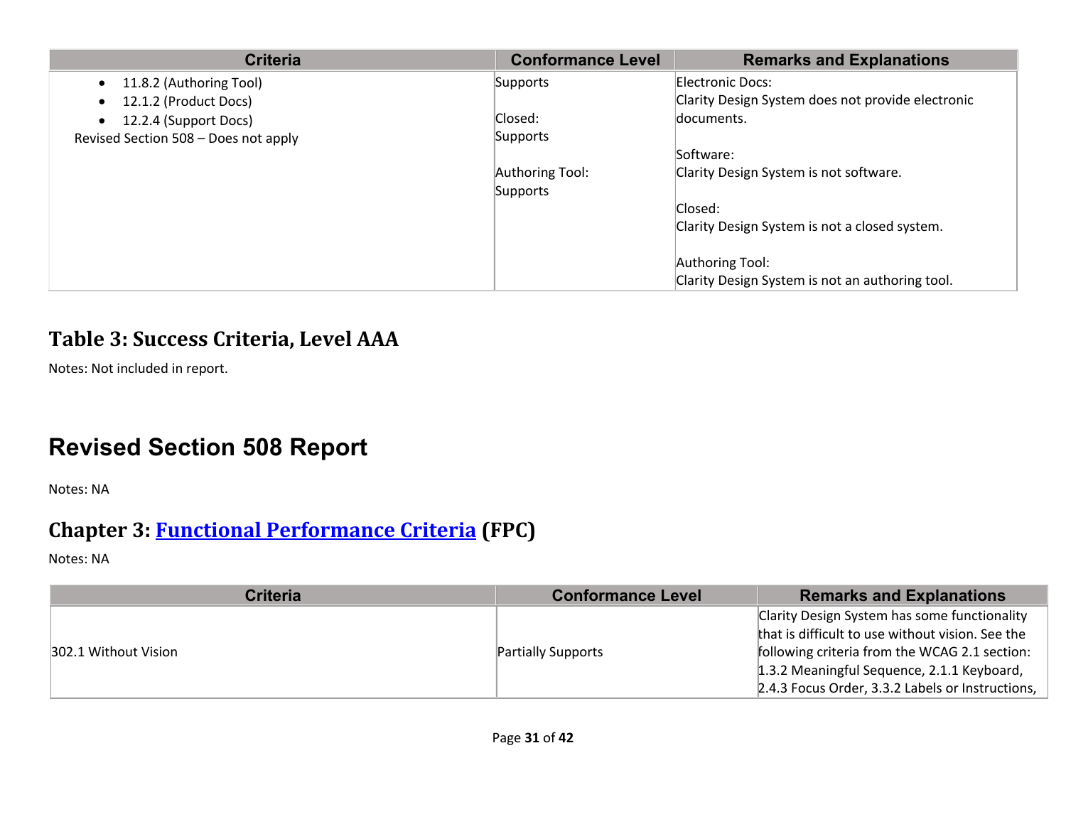| Criteria | Conformance Level | Remarks and Explanations |
| --- | --- | --- |
| • 11.8.2 (Authoring Tool)<br>• 12.1.2 (Product Docs)<br>• 12.2.4 (Support Docs)<br>Revised Section 508 – Does not apply | Supports<br><br>Closed:<br>Supports<br><br>Authoring Tool:<br>Supports | Electronic Docs:<br>Clarity Design System does not provide electronic documents.<br><br>Software:<br>Clarity Design System is not software.<br><br>Closed:<br>Clarity Design System is not a closed system.<br><br>Authoring Tool:<br>Clarity Design System is not an authoring tool. |

## Table 3: Success Criteria, Level AAA

Notes: Not included in report.

# Revised Section 508 Report

Notes: NA

## Chapter 3: [Functional Performance Criteria](#) (FPC)

Notes: NA

| Criteria | Conformance Level | Remarks and Explanations |
| --- | --- | --- |
| 302.1 Without Vision | Partially Supports | Clarity Design System has some functionality that is difficult to use without vision. See the following criteria from the WCAG 2.1 section: 1.3.2 Meaningful Sequence, 2.1.1 Keyboard, 2.4.3 Focus Order, 3.3.2 Labels or Instructions, |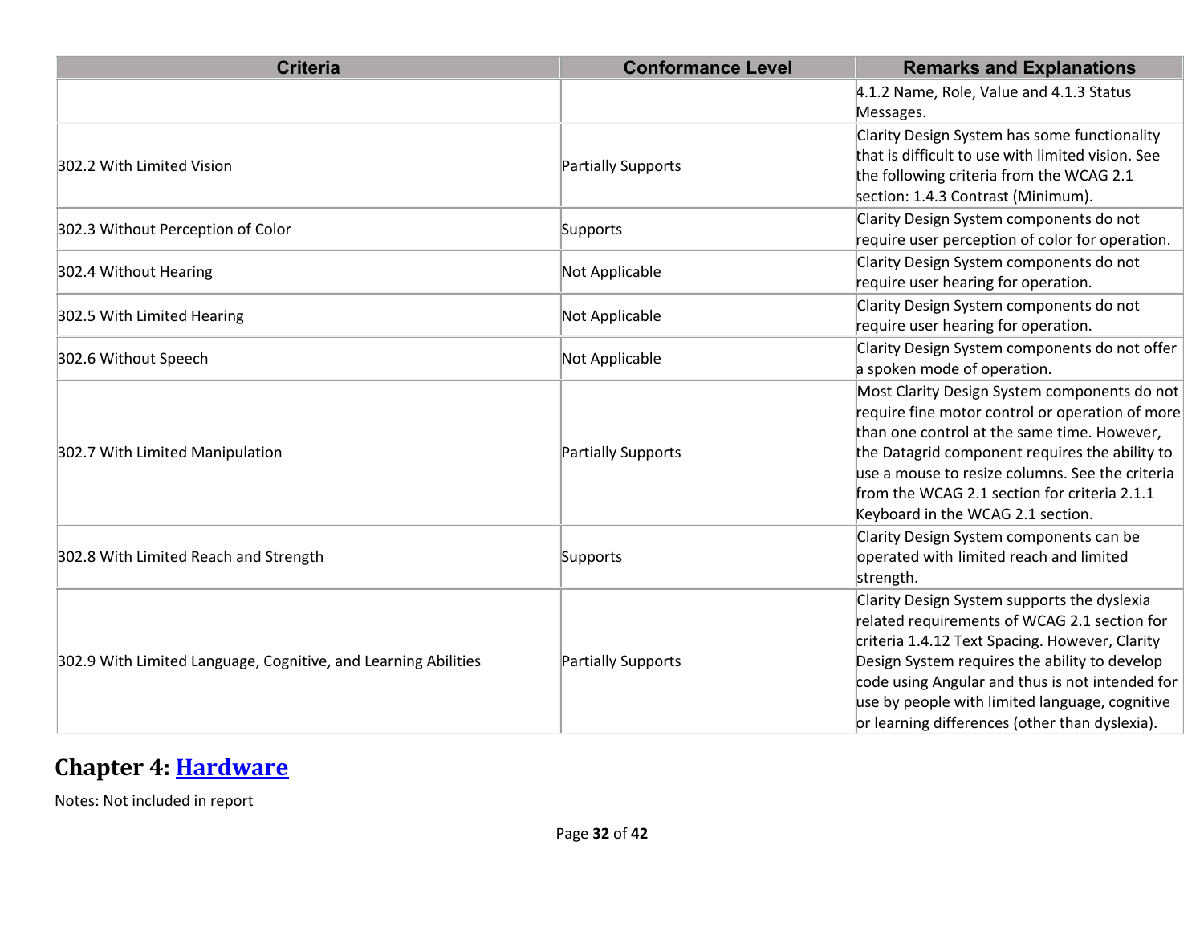| Criteria | Conformance Level | Remarks and Explanations |
|---|---|---|
| | | 4.1.2 Name, Role, Value and 4.1.3 Status Messages. |
| 302.2 With Limited Vision | Partially Supports | Clarity Design System has some functionality that is difficult to use with limited vision. See the following criteria from the WCAG 2.1 section: 1.4.3 Contrast (Minimum). |
| 302.3 Without Perception of Color | Supports | Clarity Design System components do not require user perception of color for operation. |
| 302.4 Without Hearing | Not Applicable | Clarity Design System components do not require user hearing for operation. |
| 302.5 With Limited Hearing | Not Applicable | Clarity Design System components do not require user hearing for operation. |
| 302.6 Without Speech | Not Applicable | Clarity Design System components do not offer a spoken mode of operation. |
| 302.7 With Limited Manipulation | Partially Supports | Most Clarity Design System components do not require fine motor control or operation of more than one control at the same time. However, the Datagrid component requires the ability to use a mouse to resize columns. See the criteria from the WCAG 2.1 section for criteria 2.1.1 Keyboard in the WCAG 2.1 section. |
| 302.8 With Limited Reach and Strength | Supports | Clarity Design System components can be operated with limited reach and limited strength. |
| 302.9 With Limited Language, Cognitive, and Learning Abilities | Partially Supports | Clarity Design System supports the dyslexia related requirements of WCAG 2.1 section for criteria 1.4.12 Text Spacing. However, Clarity Design System requires the ability to develop code using Angular and thus is not intended for use by people with limited language, cognitive or learning differences (other than dyslexia). |

## Chapter 4: [Hardware]

Notes: Not included in report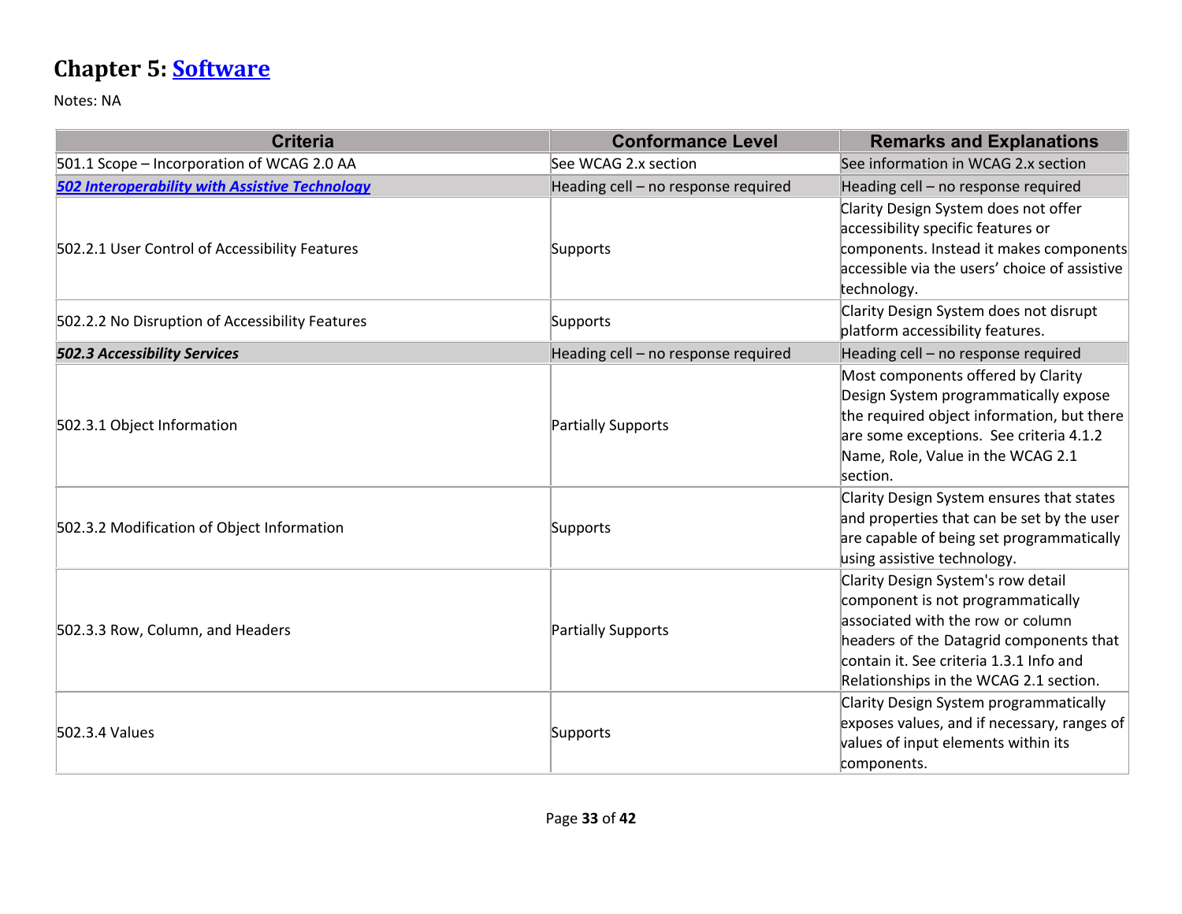## Chapter 5: [Software](#)

Notes: NA

| Criteria | Conformance Level | Remarks and Explanations |
|---|---|---|
| 501.1 Scope – Incorporation of WCAG 2.0 AA | See WCAG 2.x section | See information in WCAG 2.x section |
| ***[502 Interoperability with Assistive Technology](#)*** | Heading cell – no response required | Heading cell – no response required |
| 502.2.1 User Control of Accessibility Features | Supports | Clarity Design System does not offer accessibility specific features or components. Instead it makes components accessible via the users' choice of assistive technology. |
| 502.2.2 No Disruption of Accessibility Features | Supports | Clarity Design System does not disrupt platform accessibility features. |
| ***502.3 Accessibility Services*** | Heading cell – no response required | Heading cell – no response required |
| 502.3.1 Object Information | Partially Supports | Most components offered by Clarity Design System programmatically expose the required object information, but there are some exceptions. See criteria 4.1.2 Name, Role, Value in the WCAG 2.1 section. |
| 502.3.2 Modification of Object Information | Supports | Clarity Design System ensures that states and properties that can be set by the user are capable of being set programmatically using assistive technology. |
| 502.3.3 Row, Column, and Headers | Partially Supports | Clarity Design System's row detail component is not programmatically associated with the row or column headers of the Datagrid components that contain it. See criteria 1.3.1 Info and Relationships in the WCAG 2.1 section. |
| 502.3.4 Values | Supports | Clarity Design System programmatically exposes values, and if necessary, ranges of values of input elements within its components. |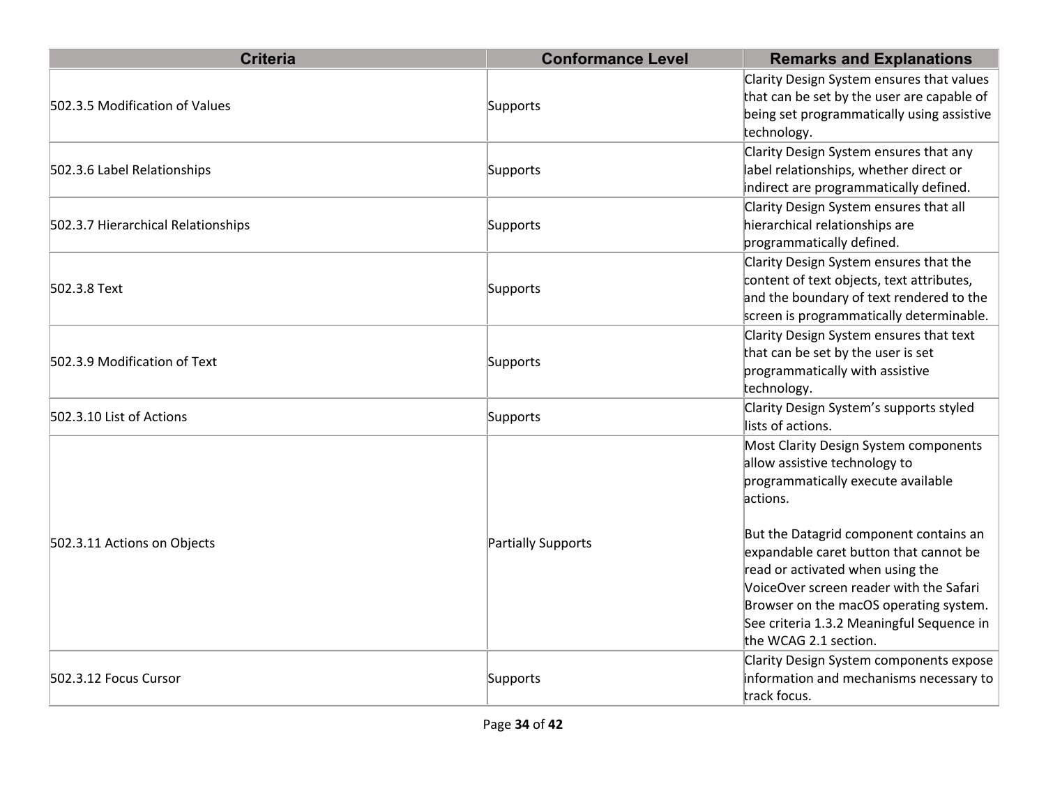| Criteria | Conformance Level | Remarks and Explanations |
| --- | --- | --- |
| 502.3.5 Modification of Values | Supports | Clarity Design System ensures that values that can be set by the user are capable of being set programmatically using assistive technology. |
| 502.3.6 Label Relationships | Supports | Clarity Design System ensures that any label relationships, whether direct or indirect are programmatically defined. |
| 502.3.7 Hierarchical Relationships | Supports | Clarity Design System ensures that all hierarchical relationships are programmatically defined. |
| 502.3.8 Text | Supports | Clarity Design System ensures that the content of text objects, text attributes, and the boundary of text rendered to the screen is programmatically determinable. |
| 502.3.9 Modification of Text | Supports | Clarity Design System ensures that text that can be set by the user is set programmatically with assistive technology. |
| 502.3.10 List of Actions | Supports | Clarity Design System's supports styled lists of actions. |
| 502.3.11 Actions on Objects | Partially Supports | Most Clarity Design System components allow assistive technology to programmatically execute available actions.<br><br>But the Datagrid component contains an expandable caret button that cannot be read or activated when using the VoiceOver screen reader with the Safari Browser on the macOS operating system. See criteria 1.3.2 Meaningful Sequence in the WCAG 2.1 section. |
| 502.3.12 Focus Cursor | Supports | Clarity Design System components expose information and mechanisms necessary to track focus. |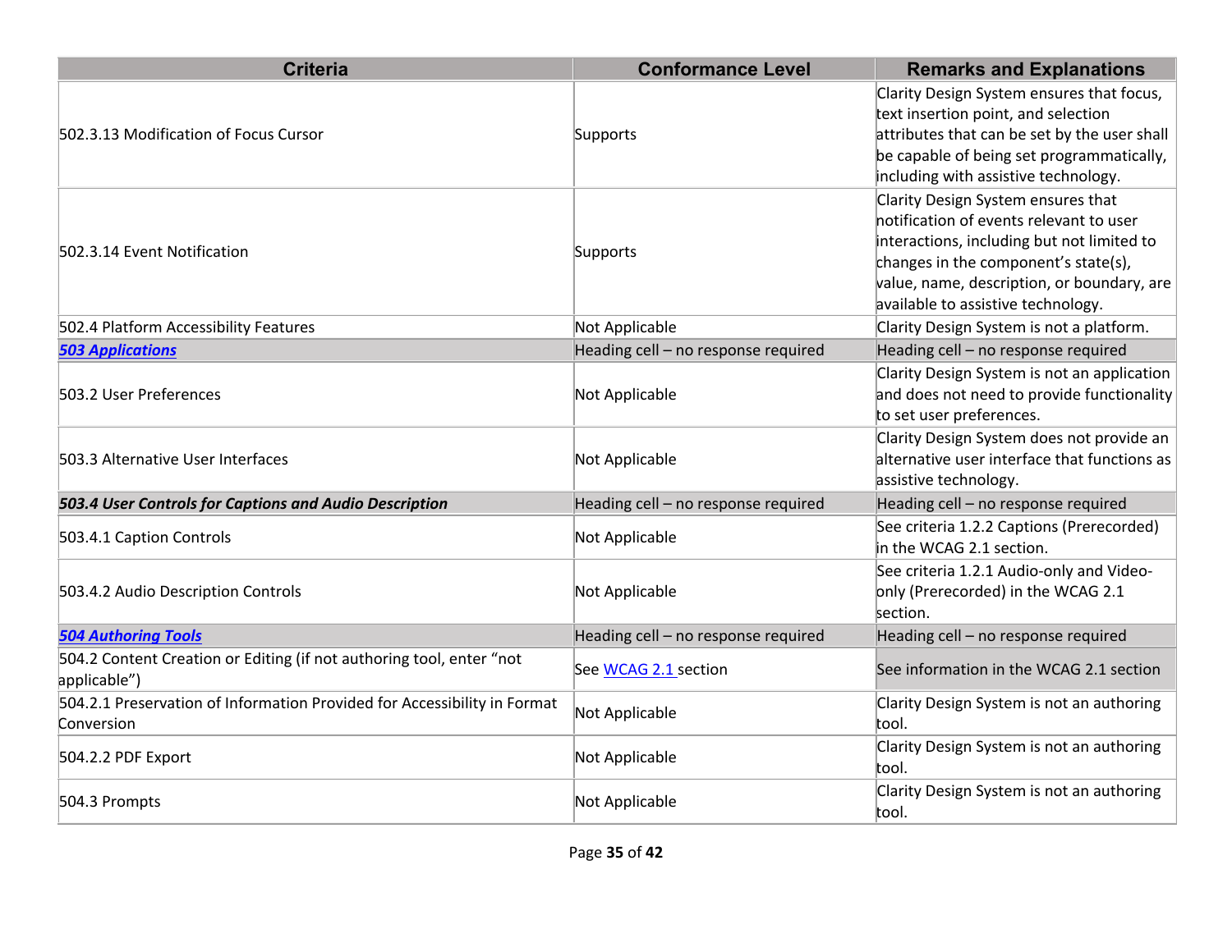| Criteria | Conformance Level | Remarks and Explanations |
| --- | --- | --- |
| 502.3.13 Modification of Focus Cursor | Supports | Clarity Design System ensures that focus, text insertion point, and selection attributes that can be set by the user shall be capable of being set programmatically, including with assistive technology. |
| 502.3.14 Event Notification | Supports | Clarity Design System ensures that notification of events relevant to user interactions, including but not limited to changes in the component's state(s), value, name, description, or boundary, are available to assistive technology. |
| 502.4 Platform Accessibility Features | Not Applicable | Clarity Design System is not a platform. |
| ***503 Applications*** | Heading cell – no response required | Heading cell – no response required |
| 503.2 User Preferences | Not Applicable | Clarity Design System is not an application and does not need to provide functionality to set user preferences. |
| 503.3 Alternative User Interfaces | Not Applicable | Clarity Design System does not provide an alternative user interface that functions as assistive technology. |
| ***503.4 User Controls for Captions and Audio Description*** | Heading cell – no response required | Heading cell – no response required |
| 503.4.1 Caption Controls | Not Applicable | See criteria 1.2.2 Captions (Prerecorded) in the WCAG 2.1 section. |
| 503.4.2 Audio Description Controls | Not Applicable | See criteria 1.2.1 Audio-only and Video-only (Prerecorded) in the WCAG 2.1 section. |
| ***504 Authoring Tools*** | Heading cell – no response required | Heading cell – no response required |
| 504.2 Content Creation or Editing (if not authoring tool, enter "not applicable") | See WCAG 2.1 section | See information in the WCAG 2.1 section |
| 504.2.1 Preservation of Information Provided for Accessibility in Format Conversion | Not Applicable | Clarity Design System is not an authoring tool. |
| 504.2.2 PDF Export | Not Applicable | Clarity Design System is not an authoring tool. |
| 504.3 Prompts | Not Applicable | Clarity Design System is not an authoring tool. |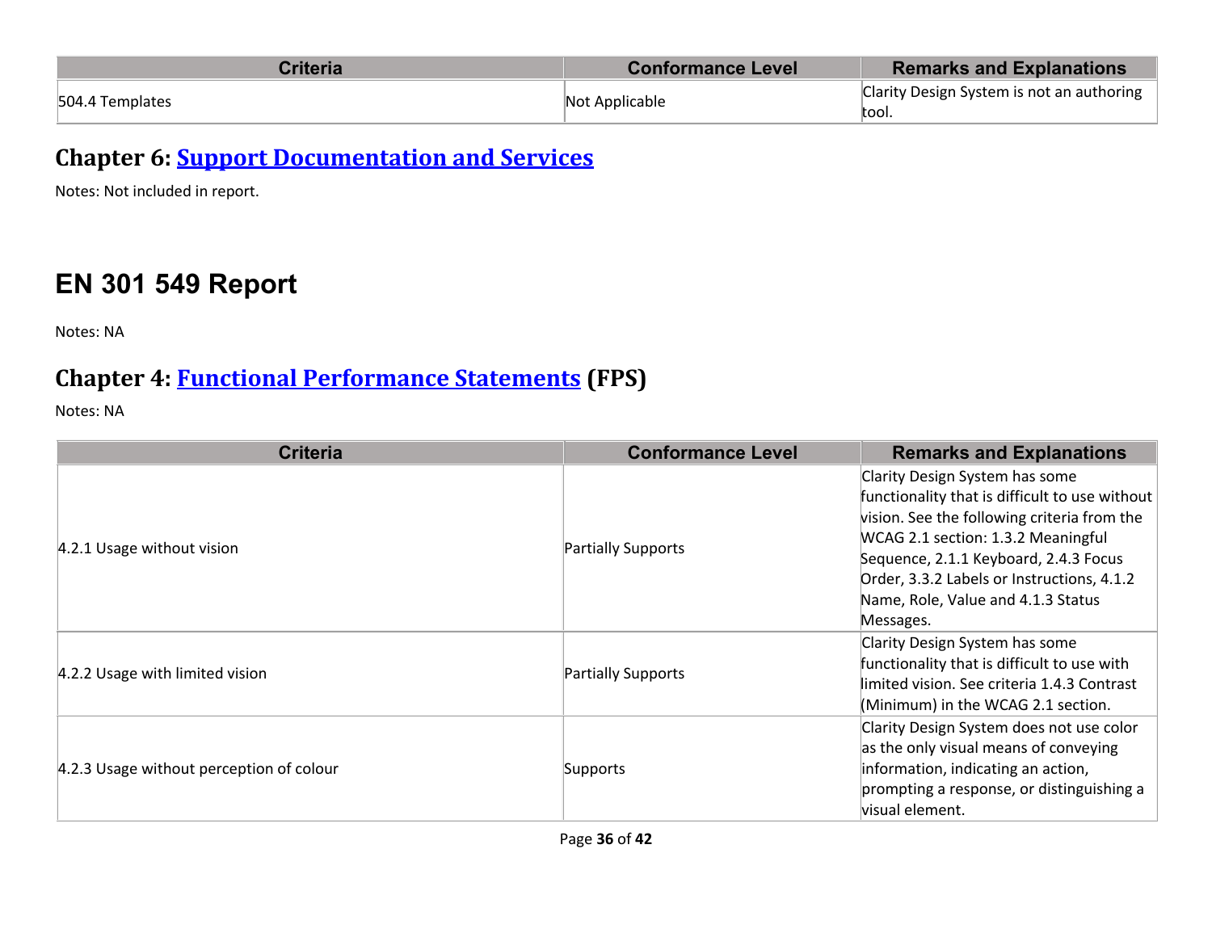| Criteria | Conformance Level | Remarks and Explanations |
| --- | --- | --- |
| 504.4 Templates | Not Applicable | Clarity Design System is not an authoring tool. |

## Chapter 6: [Support Documentation and Services]

Notes: Not included in report.

# EN 301 549 Report

Notes: NA

## Chapter 4: [Functional Performance Statements] (FPS)

Notes: NA

| Criteria | Conformance Level | Remarks and Explanations |
| --- | --- | --- |
| 4.2.1 Usage without vision | Partially Supports | Clarity Design System has some functionality that is difficult to use without vision. See the following criteria from the WCAG 2.1 section: 1.3.2 Meaningful Sequence, 2.1.1 Keyboard, 2.4.3 Focus Order, 3.3.2 Labels or Instructions, 4.1.2 Name, Role, Value and 4.1.3 Status Messages. |
| 4.2.2 Usage with limited vision | Partially Supports | Clarity Design System has some functionality that is difficult to use with limited vision. See criteria 1.4.3 Contrast (Minimum) in the WCAG 2.1 section. |
| 4.2.3 Usage without perception of colour | Supports | Clarity Design System does not use color as the only visual means of conveying information, indicating an action, prompting a response, or distinguishing a visual element. |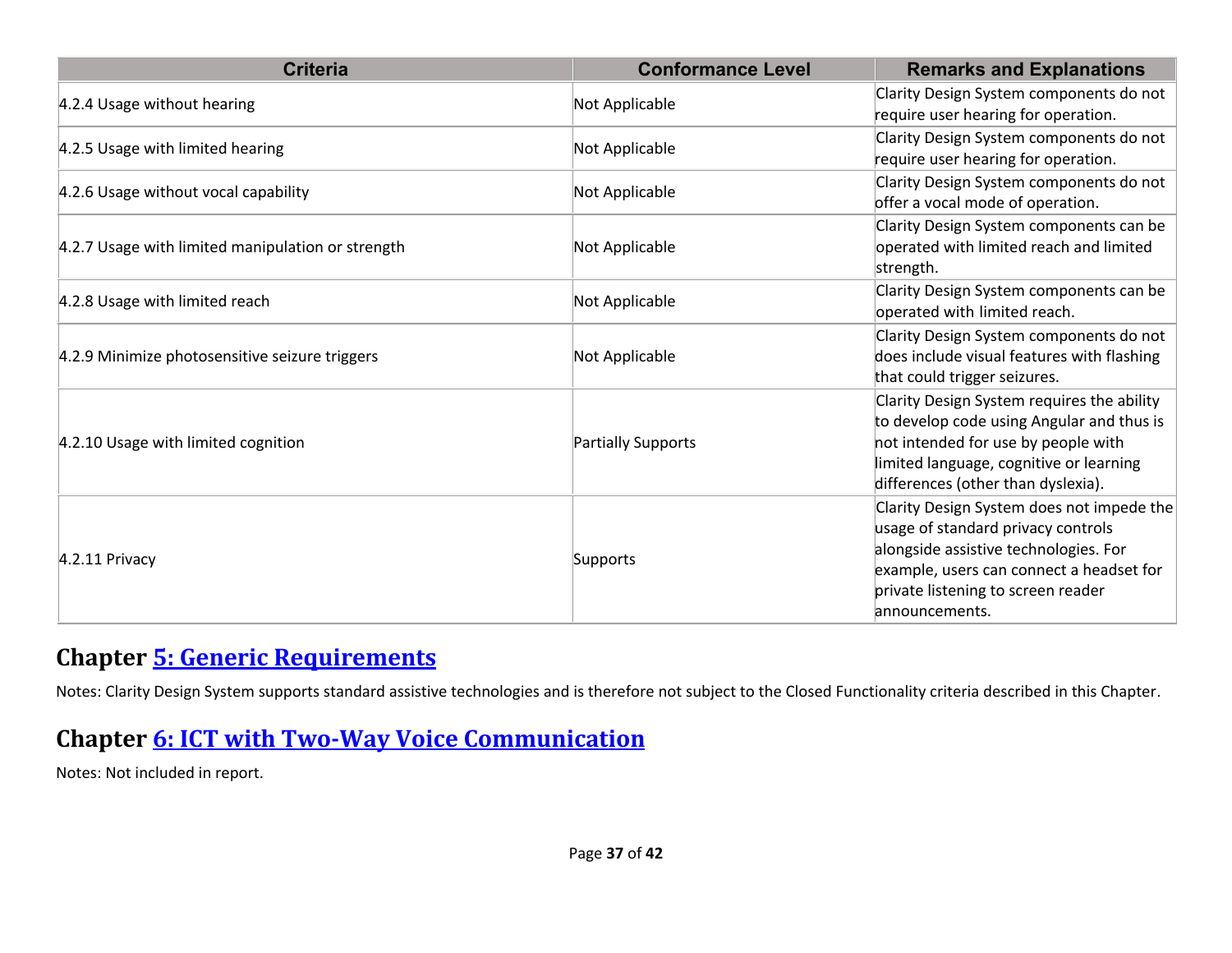| Criteria | Conformance Level | Remarks and Explanations |
|---|---|---|
| 4.2.4 Usage without hearing | Not Applicable | Clarity Design System components do not require user hearing for operation. |
| 4.2.5 Usage with limited hearing | Not Applicable | Clarity Design System components do not require user hearing for operation. |
| 4.2.6 Usage without vocal capability | Not Applicable | Clarity Design System components do not offer a vocal mode of operation. |
| 4.2.7 Usage with limited manipulation or strength | Not Applicable | Clarity Design System components can be operated with limited reach and limited strength. |
| 4.2.8 Usage with limited reach | Not Applicable | Clarity Design System components can be operated with limited reach. |
| 4.2.9 Minimize photosensitive seizure triggers | Not Applicable | Clarity Design System components do not does include visual features with flashing that could trigger seizures. |
| 4.2.10 Usage with limited cognition | Partially Supports | Clarity Design System requires the ability to develop code using Angular and thus is not intended for use by people with limited language, cognitive or learning differences (other than dyslexia). |
| 4.2.11 Privacy | Supports | Clarity Design System does not impede the usage of standard privacy controls alongside assistive technologies. For example, users can connect a headset for private listening to screen reader announcements. |

## Chapter [5: Generic Requirements]

Notes: Clarity Design System supports standard assistive technologies and is therefore not subject to the Closed Functionality criteria described in this Chapter.

## Chapter [6: ICT with Two-Way Voice Communication]

Notes: Not included in report.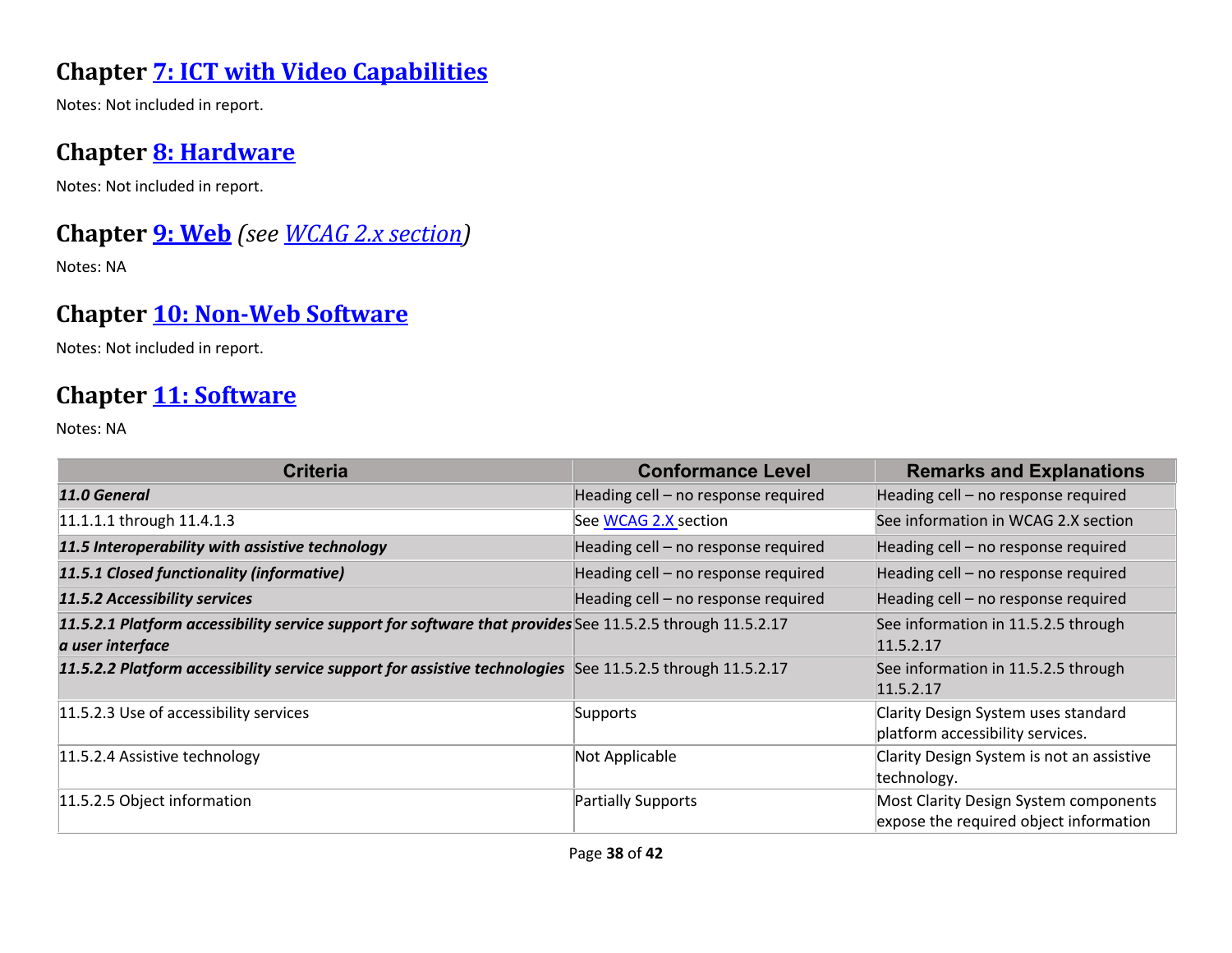## Chapter [7: ICT with Video Capabilities]

Notes: Not included in report.

## Chapter [8: Hardware]

Notes: Not included in report.

## Chapter [9: Web] *(see [WCAG 2.x section])*

Notes: NA

## Chapter [10: Non-Web Software]

Notes: Not included in report.

## Chapter [11: Software]

Notes: NA

| Criteria | Conformance Level | Remarks and Explanations |
|---|---|---|
| ***11.0 General*** | Heading cell – no response required | Heading cell – no response required |
| 11.1.1.1 through 11.4.1.3 | See [WCAG 2.X] section | See information in WCAG 2.X section |
| ***11.5 Interoperability with assistive technology*** | Heading cell – no response required | Heading cell – no response required |
| ***11.5.1 Closed functionality (informative)*** | Heading cell – no response required | Heading cell – no response required |
| ***11.5.2 Accessibility services*** | Heading cell – no response required | Heading cell – no response required |
| ***11.5.2.1 Platform accessibility service support for software that provides a user interface*** | See 11.5.2.5 through 11.5.2.17 | See information in 11.5.2.5 through 11.5.2.17 |
| ***11.5.2.2 Platform accessibility service support for assistive technologies*** | See 11.5.2.5 through 11.5.2.17 | See information in 11.5.2.5 through 11.5.2.17 |
| 11.5.2.3 Use of accessibility services | Supports | Clarity Design System uses standard platform accessibility services. |
| 11.5.2.4 Assistive technology | Not Applicable | Clarity Design System is not an assistive technology. |
| 11.5.2.5 Object information | Partially Supports | Most Clarity Design System components expose the required object information |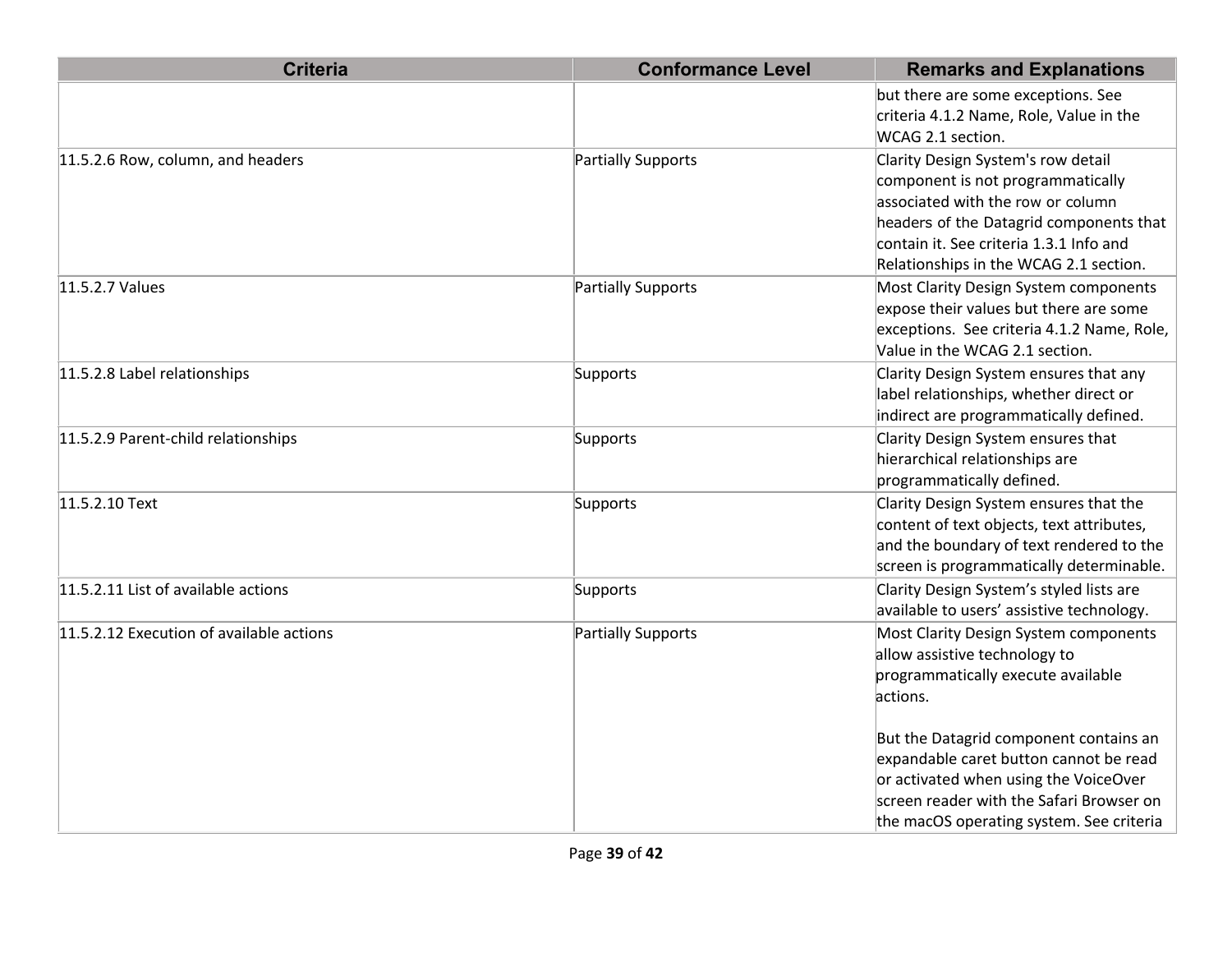| Criteria | Conformance Level | Remarks and Explanations |
| --- | --- | --- |
| | | but there are some exceptions. See criteria 4.1.2 Name, Role, Value in the WCAG 2.1 section. |
| 11.5.2.6 Row, column, and headers | Partially Supports | Clarity Design System's row detail component is not programmatically associated with the row or column headers of the Datagrid components that contain it. See criteria 1.3.1 Info and Relationships in the WCAG 2.1 section. |
| 11.5.2.7 Values | Partially Supports | Most Clarity Design System components expose their values but there are some exceptions. See criteria 4.1.2 Name, Role, Value in the WCAG 2.1 section. |
| 11.5.2.8 Label relationships | Supports | Clarity Design System ensures that any label relationships, whether direct or indirect are programmatically defined. |
| 11.5.2.9 Parent-child relationships | Supports | Clarity Design System ensures that hierarchical relationships are programmatically defined. |
| 11.5.2.10 Text | Supports | Clarity Design System ensures that the content of text objects, text attributes, and the boundary of text rendered to the screen is programmatically determinable. |
| 11.5.2.11 List of available actions | Supports | Clarity Design System's styled lists are available to users' assistive technology. |
| 11.5.2.12 Execution of available actions | Partially Supports | Most Clarity Design System components allow assistive technology to programmatically execute available actions.<br><br>But the Datagrid component contains an expandable caret button cannot be read or activated when using the VoiceOver screen reader with the Safari Browser on the macOS operating system. See criteria |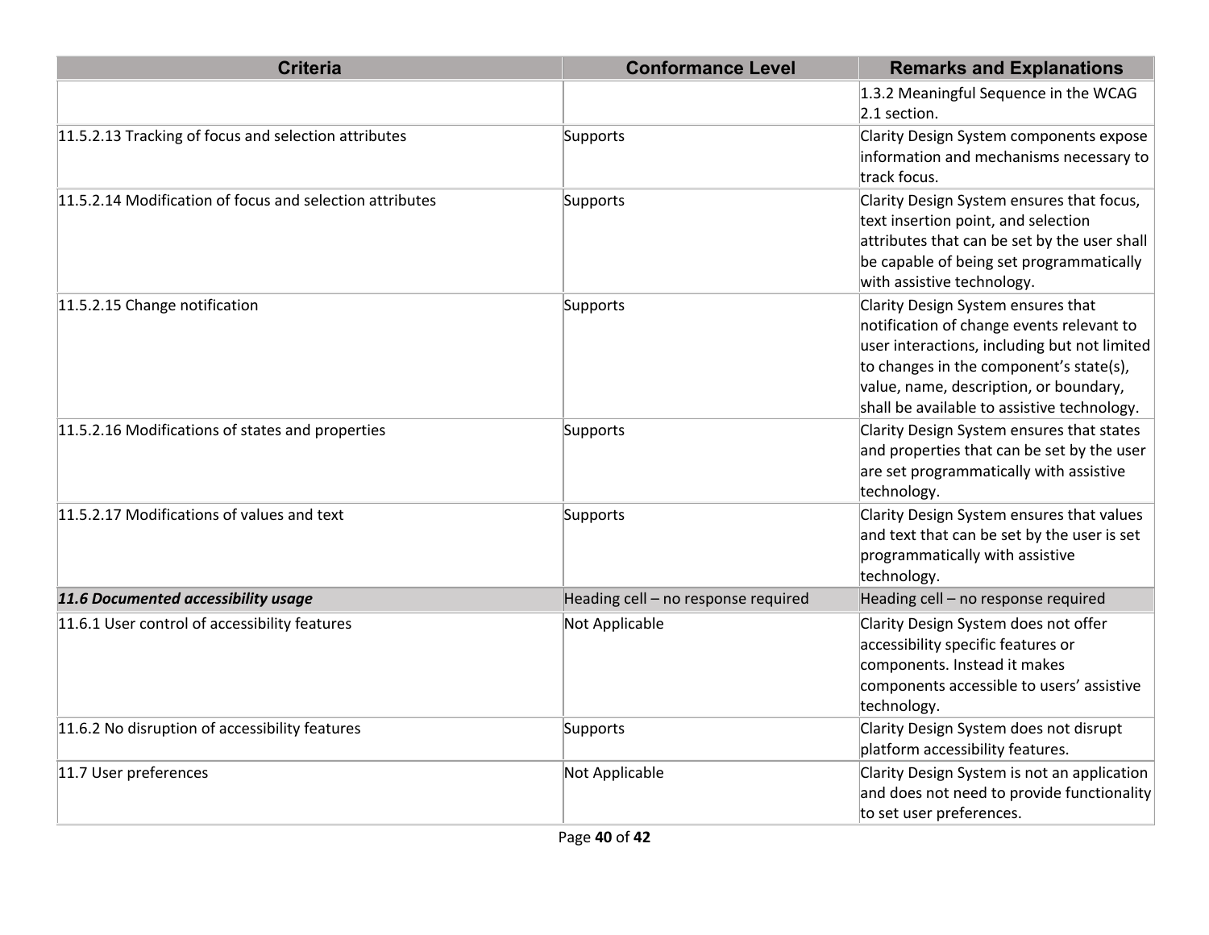| Criteria | Conformance Level | Remarks and Explanations |
|---|---|---|
| | | 1.3.2 Meaningful Sequence in the WCAG 2.1 section. |
| 11.5.2.13 Tracking of focus and selection attributes | Supports | Clarity Design System components expose information and mechanisms necessary to track focus. |
| 11.5.2.14 Modification of focus and selection attributes | Supports | Clarity Design System ensures that focus, text insertion point, and selection attributes that can be set by the user shall be capable of being set programmatically with assistive technology. |
| 11.5.2.15 Change notification | Supports | Clarity Design System ensures that notification of change events relevant to user interactions, including but not limited to changes in the component's state(s), value, name, description, or boundary, shall be available to assistive technology. |
| 11.5.2.16 Modifications of states and properties | Supports | Clarity Design System ensures that states and properties that can be set by the user are set programmatically with assistive technology. |
| 11.5.2.17 Modifications of values and text | Supports | Clarity Design System ensures that values and text that can be set by the user is set programmatically with assistive technology. |
| ***11.6 Documented accessibility usage*** | Heading cell – no response required | Heading cell – no response required |
| 11.6.1 User control of accessibility features | Not Applicable | Clarity Design System does not offer accessibility specific features or components. Instead it makes components accessible to users' assistive technology. |
| 11.6.2 No disruption of accessibility features | Supports | Clarity Design System does not disrupt platform accessibility features. |
| 11.7 User preferences | Not Applicable | Clarity Design System is not an application and does not need to provide functionality to set user preferences. |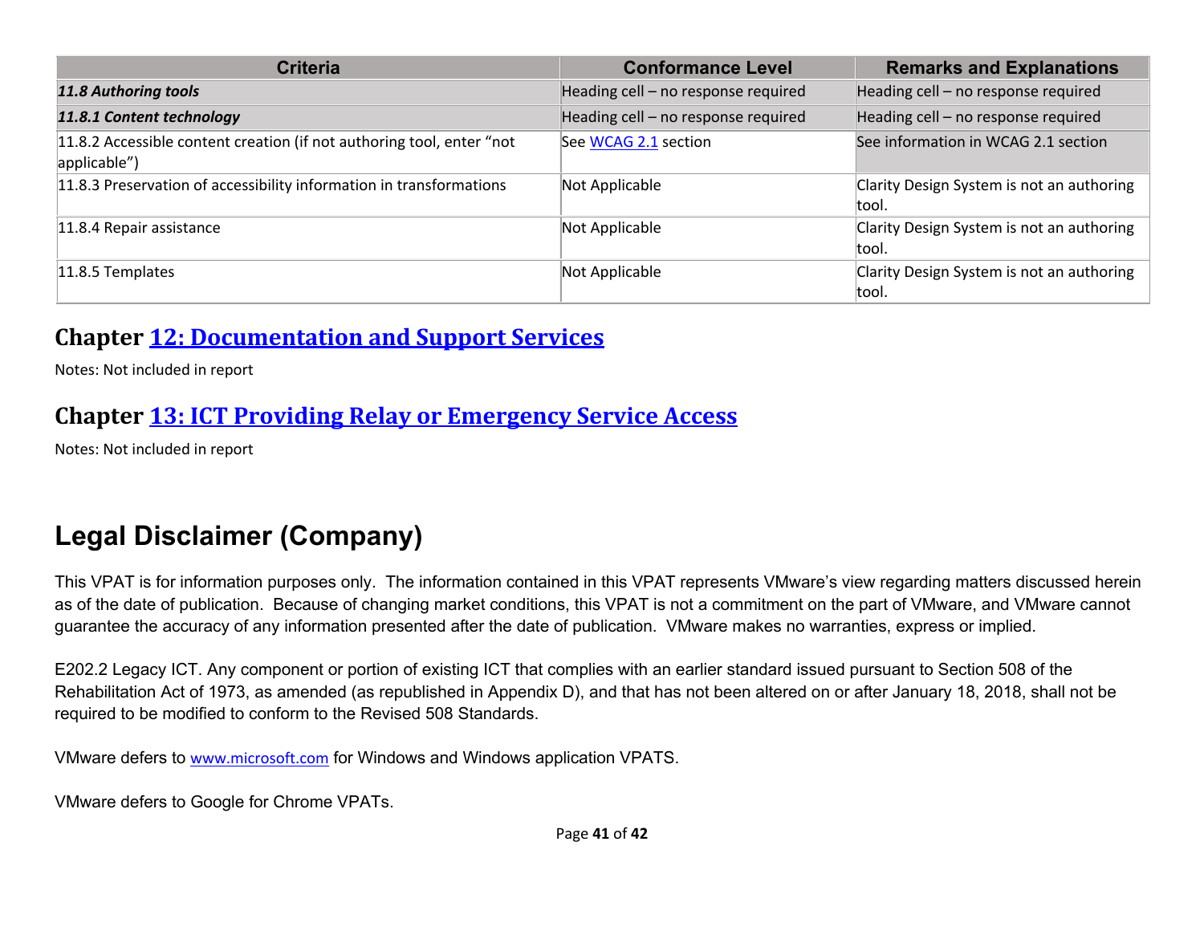| Criteria | Conformance Level | Remarks and Explanations |
|---|---|---|
| ***11.8 Authoring tools*** | Heading cell – no response required | Heading cell – no response required |
| ***11.8.1 Content technology*** | Heading cell – no response required | Heading cell – no response required |
| 11.8.2 Accessible content creation (if not authoring tool, enter “not applicable”) | See [WCAG 2.1](#) section | See information in WCAG 2.1 section |
| 11.8.3 Preservation of accessibility information in transformations | Not Applicable | Clarity Design System is not an authoring tool. |
| 11.8.4 Repair assistance | Not Applicable | Clarity Design System is not an authoring tool. |
| 11.8.5 Templates | Not Applicable | Clarity Design System is not an authoring tool. |

## Chapter [12: Documentation and Support Services](#)

Notes: Not included in report

## Chapter [13: ICT Providing Relay or Emergency Service Access](#)

Notes: Not included in report

# Legal Disclaimer (Company)

This VPAT is for information purposes only. The information contained in this VPAT represents VMware’s view regarding matters discussed herein as of the date of publication. Because of changing market conditions, this VPAT is not a commitment on the part of VMware, and VMware cannot guarantee the accuracy of any information presented after the date of publication. VMware makes no warranties, express or implied.

E202.2 Legacy ICT. Any component or portion of existing ICT that complies with an earlier standard issued pursuant to Section 508 of the Rehabilitation Act of 1973, as amended (as republished in Appendix D), and that has not been altered on or after January 18, 2018, shall not be required to be modified to conform to the Revised 508 Standards.

VMware defers to [www.microsoft.com](http://www.microsoft.com) for Windows and Windows application VPATS.

VMware defers to Google for Chrome VPATs.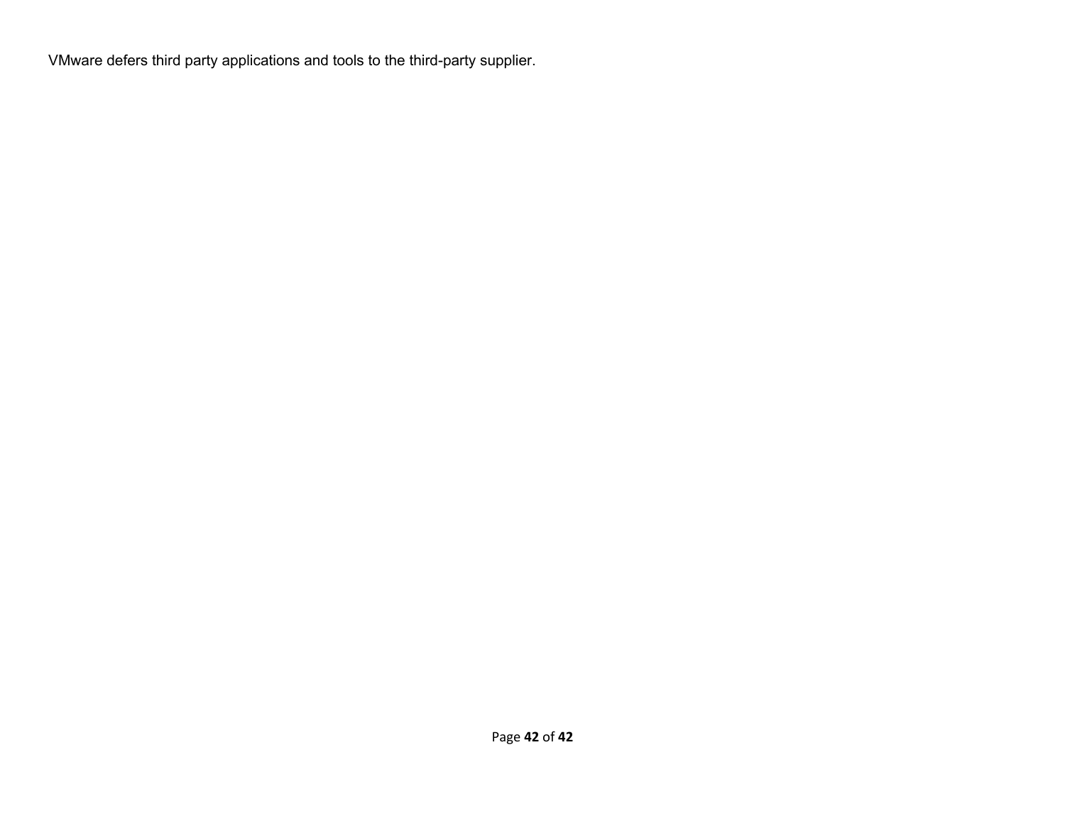VMware defers third party applications and tools to the third-party supplier.